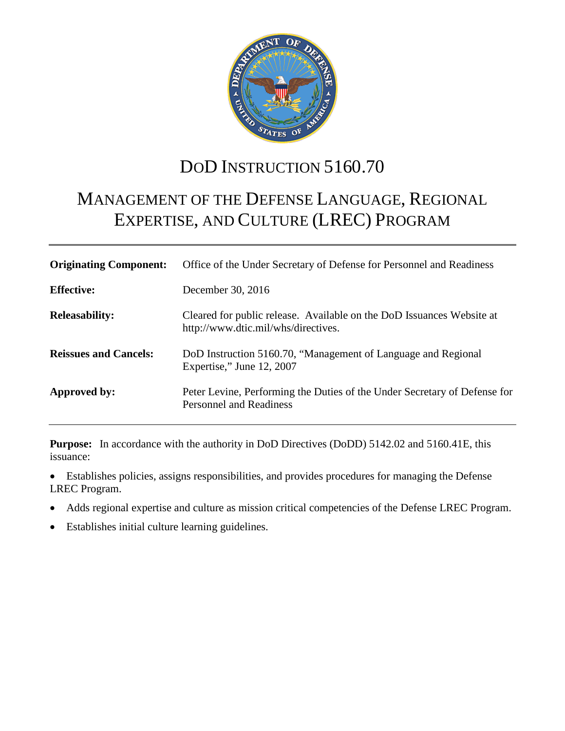# DoD INSTRUCTION 5160.70

# MANAGEMENT OF THE DEFENSE LANGUAGE, REGIONAL EXPERTISE, AND CULTURE (LREC) PROGRAM

| | |
|---|---|
| **Originating Component:** | Office of the Under Secretary of Defense for Personnel and Readiness |
| **Effective:** | December 30, 2016 |
| **Releasability:** | Cleared for public release. Available on the DoD Issuances Website at http://www.dtic.mil/whs/directives. |
| **Reissues and Cancels:** | DoD Instruction 5160.70, "Management of Language and Regional Expertise," June 12, 2007 |
| **Approved by:** | Peter Levine, Performing the Duties of the Under Secretary of Defense for Personnel and Readiness |

**Purpose:** In accordance with the authority in DoD Directives (DoDD) 5142.02 and 5160.41E, this issuance:

- Establishes policies, assigns responsibilities, and provides procedures for managing the Defense LREC Program.
- Adds regional expertise and culture as mission critical competencies of the Defense LREC Program.
- Establishes initial culture learning guidelines.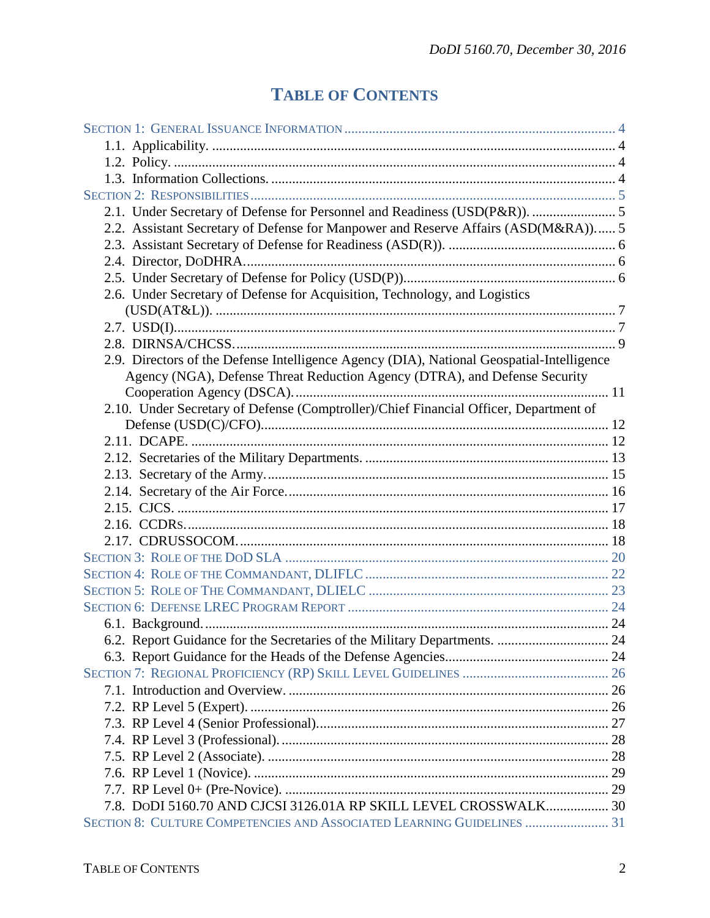# TABLE OF CONTENTS

SECTION 1: GENERAL ISSUANCE INFORMATION ..... 4
- 1.1. Applicability. ..... 4
- 1.2. Policy. ..... 4
- 1.3. Information Collections. ..... 4

SECTION 2: RESPONSIBILITIES ..... 5
- 2.1. Under Secretary of Defense for Personnel and Readiness (USD(P&R)). ..... 5
- 2.2. Assistant Secretary of Defense for Manpower and Reserve Affairs (ASD(M&RA)). ..... 5
- 2.3. Assistant Secretary of Defense for Readiness (ASD(R)). ..... 6
- 2.4. Director, DODHRA. ..... 6
- 2.5. Under Secretary of Defense for Policy (USD(P)). ..... 6
- 2.6. Under Secretary of Defense for Acquisition, Technology, and Logistics (USD(AT&L)). ..... 7
- 2.7. USD(I). ..... 7
- 2.8. DIRNSA/CHCSS. ..... 9
- 2.9. Directors of the Defense Intelligence Agency (DIA), National Geospatial-Intelligence Agency (NGA), Defense Threat Reduction Agency (DTRA), and Defense Security Cooperation Agency (DSCA). ..... 11
- 2.10. Under Secretary of Defense (Comptroller)/Chief Financial Officer, Department of Defense (USD(C)/CFO). ..... 12
- 2.11. DCAPE. ..... 12
- 2.12. Secretaries of the Military Departments. ..... 13
- 2.13. Secretary of the Army. ..... 15
- 2.14. Secretary of the Air Force. ..... 16
- 2.15. CJCS. ..... 17
- 2.16. CCDRs. ..... 18
- 2.17. CDRUSSOCOM. ..... 18

SECTION 3: ROLE OF THE DOD SLA ..... 20

SECTION 4: ROLE OF THE COMMANDANT, DLIFLC ..... 22

SECTION 5: ROLE OF THE COMMANDANT, DLIELC ..... 23

SECTION 6: DEFENSE LREC PROGRAM REPORT ..... 24
- 6.1. Background. ..... 24
- 6.2. Report Guidance for the Secretaries of the Military Departments. ..... 24
- 6.3. Report Guidance for the Heads of the Defense Agencies. ..... 24

SECTION 7: REGIONAL PROFICIENCY (RP) SKILL LEVEL GUIDELINES ..... 26
- 7.1. Introduction and Overview. ..... 26
- 7.2. RP Level 5 (Expert). ..... 26
- 7.3. RP Level 4 (Senior Professional). ..... 27
- 7.4. RP Level 3 (Professional). ..... 28
- 7.5. RP Level 2 (Associate). ..... 28
- 7.6. RP Level 1 (Novice). ..... 29
- 7.7. RP Level 0+ (Pre-Novice). ..... 29
- 7.8. DODI 5160.70 AND CJCSI 3126.01A RP SKILL LEVEL CROSSWALK. ..... 30

SECTION 8: CULTURE COMPETENCIES AND ASSOCIATED LEARNING GUIDELINES ..... 31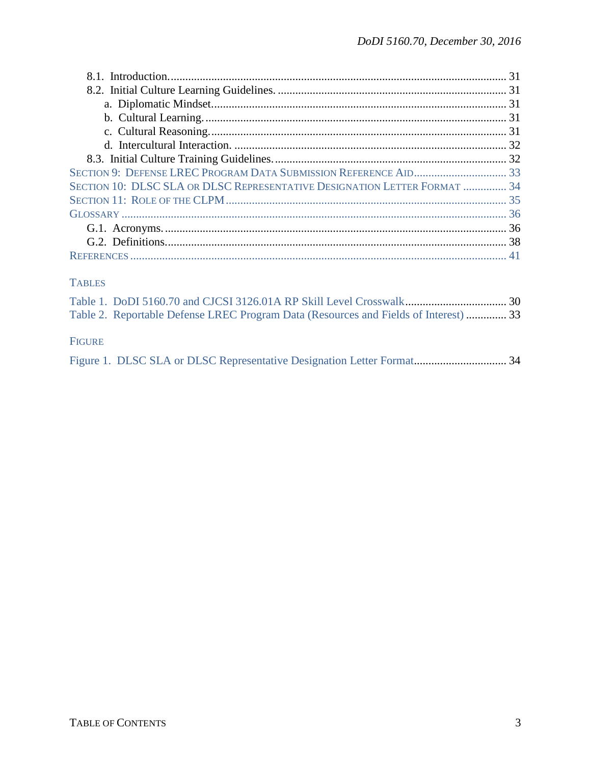8.1. Introduction. .................................................................................................................. 31
8.2. Initial Culture Learning Guidelines. ............................................................................ 31
a. Diplomatic Mindset. ................................................................................................... 31
b. Cultural Learning. ...................................................................................................... 31
c. Cultural Reasoning. .................................................................................................... 31
d. Intercultural Interaction. ............................................................................................ 32
8.3. Initial Culture Training Guidelines. ............................................................................. 32
SECTION 9: DEFENSE LREC PROGRAM DATA SUBMISSION REFERENCE AID ............................... 33
SECTION 10: DLSC SLA OR DLSC REPRESENTATIVE DESIGNATION LETTER FORMAT ............... 34
SECTION 11: ROLE OF THE CLPM ................................................................................................ 35
GLOSSARY .................................................................................................................................. 36
G.1. Acronyms. ................................................................................................................... 36
G.2. Definitions. .................................................................................................................. 38
REFERENCES ................................................................................................................................ 41

TABLES

Table 1. DoDI 5160.70 and CJCSI 3126.01A RP Skill Level Crosswalk .................................. 30
Table 2. Reportable Defense LREC Program Data (Resources and Fields of Interest) .............. 33

FIGURE

Figure 1. DLSC SLA or DLSC Representative Designation Letter Format ................................ 34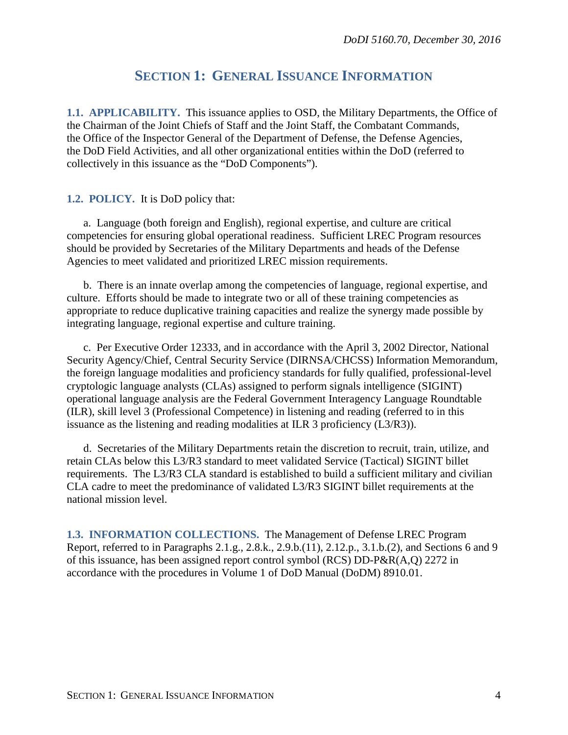## SECTION 1: GENERAL ISSUANCE INFORMATION

**1.1. APPLICABILITY.** This issuance applies to OSD, the Military Departments, the Office of the Chairman of the Joint Chiefs of Staff and the Joint Staff, the Combatant Commands, the Office of the Inspector General of the Department of Defense, the Defense Agencies, the DoD Field Activities, and all other organizational entities within the DoD (referred to collectively in this issuance as the "DoD Components").

**1.2. POLICY.** It is DoD policy that:

a. Language (both foreign and English), regional expertise, and culture are critical competencies for ensuring global operational readiness. Sufficient LREC Program resources should be provided by Secretaries of the Military Departments and heads of the Defense Agencies to meet validated and prioritized LREC mission requirements.

b. There is an innate overlap among the competencies of language, regional expertise, and culture. Efforts should be made to integrate two or all of these training competencies as appropriate to reduce duplicative training capacities and realize the synergy made possible by integrating language, regional expertise and culture training.

c. Per Executive Order 12333, and in accordance with the April 3, 2002 Director, National Security Agency/Chief, Central Security Service (DIRNSA/CHCSS) Information Memorandum, the foreign language modalities and proficiency standards for fully qualified, professional-level cryptologic language analysts (CLAs) assigned to perform signals intelligence (SIGINT) operational language analysis are the Federal Government Interagency Language Roundtable (ILR), skill level 3 (Professional Competence) in listening and reading (referred to in this issuance as the listening and reading modalities at ILR 3 proficiency (L3/R3)).

d. Secretaries of the Military Departments retain the discretion to recruit, train, utilize, and retain CLAs below this L3/R3 standard to meet validated Service (Tactical) SIGINT billet requirements. The L3/R3 CLA standard is established to build a sufficient military and civilian CLA cadre to meet the predominance of validated L3/R3 SIGINT billet requirements at the national mission level.

**1.3. INFORMATION COLLECTIONS.** The Management of Defense LREC Program Report, referred to in Paragraphs 2.1.g., 2.8.k., 2.9.b.(11), 2.12.p., 3.1.b.(2), and Sections 6 and 9 of this issuance, has been assigned report control symbol (RCS) DD-P&R(A,Q) 2272 in accordance with the procedures in Volume 1 of DoD Manual (DoDM) 8910.01.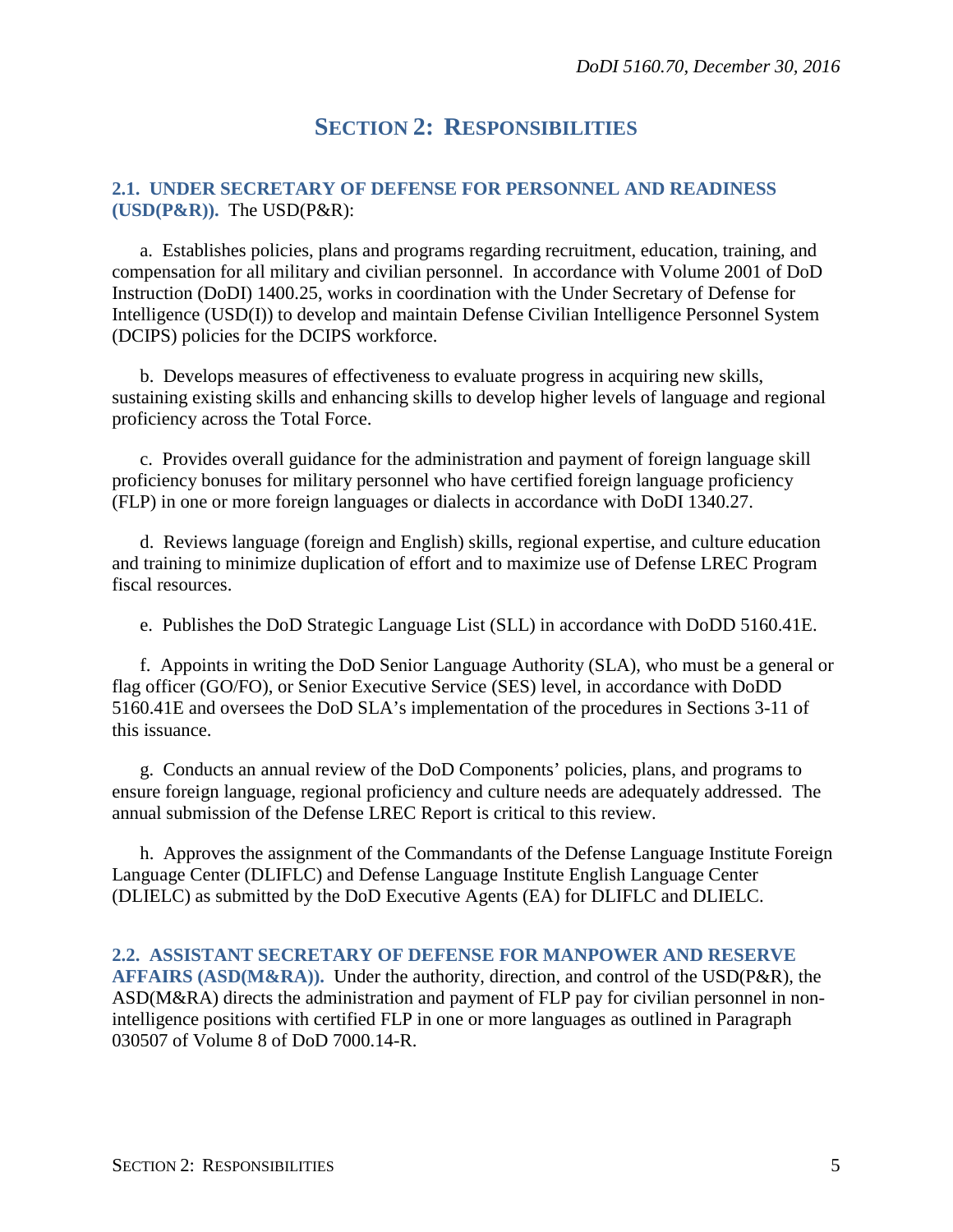# SECTION 2: RESPONSIBILITIES

**2.1. UNDER SECRETARY OF DEFENSE FOR PERSONNEL AND READINESS (USD(P&R)).** The USD(P&R):

a. Establishes policies, plans and programs regarding recruitment, education, training, and compensation for all military and civilian personnel. In accordance with Volume 2001 of DoD Instruction (DoDI) 1400.25, works in coordination with the Under Secretary of Defense for Intelligence (USD(I)) to develop and maintain Defense Civilian Intelligence Personnel System (DCIPS) policies for the DCIPS workforce.

b. Develops measures of effectiveness to evaluate progress in acquiring new skills, sustaining existing skills and enhancing skills to develop higher levels of language and regional proficiency across the Total Force.

c. Provides overall guidance for the administration and payment of foreign language skill proficiency bonuses for military personnel who have certified foreign language proficiency (FLP) in one or more foreign languages or dialects in accordance with DoDI 1340.27.

d. Reviews language (foreign and English) skills, regional expertise, and culture education and training to minimize duplication of effort and to maximize use of Defense LREC Program fiscal resources.

e. Publishes the DoD Strategic Language List (SLL) in accordance with DoDD 5160.41E.

f. Appoints in writing the DoD Senior Language Authority (SLA), who must be a general or flag officer (GO/FO), or Senior Executive Service (SES) level, in accordance with DoDD 5160.41E and oversees the DoD SLA's implementation of the procedures in Sections 3-11 of this issuance.

g. Conducts an annual review of the DoD Components' policies, plans, and programs to ensure foreign language, regional proficiency and culture needs are adequately addressed. The annual submission of the Defense LREC Report is critical to this review.

h. Approves the assignment of the Commandants of the Defense Language Institute Foreign Language Center (DLIFLC) and Defense Language Institute English Language Center (DLIELC) as submitted by the DoD Executive Agents (EA) for DLIFLC and DLIELC.

**2.2. ASSISTANT SECRETARY OF DEFENSE FOR MANPOWER AND RESERVE AFFAIRS (ASD(M&RA)).** Under the authority, direction, and control of the USD(P&R), the ASD(M&RA) directs the administration and payment of FLP pay for civilian personnel in non-intelligence positions with certified FLP in one or more languages as outlined in Paragraph 030507 of Volume 8 of DoD 7000.14-R.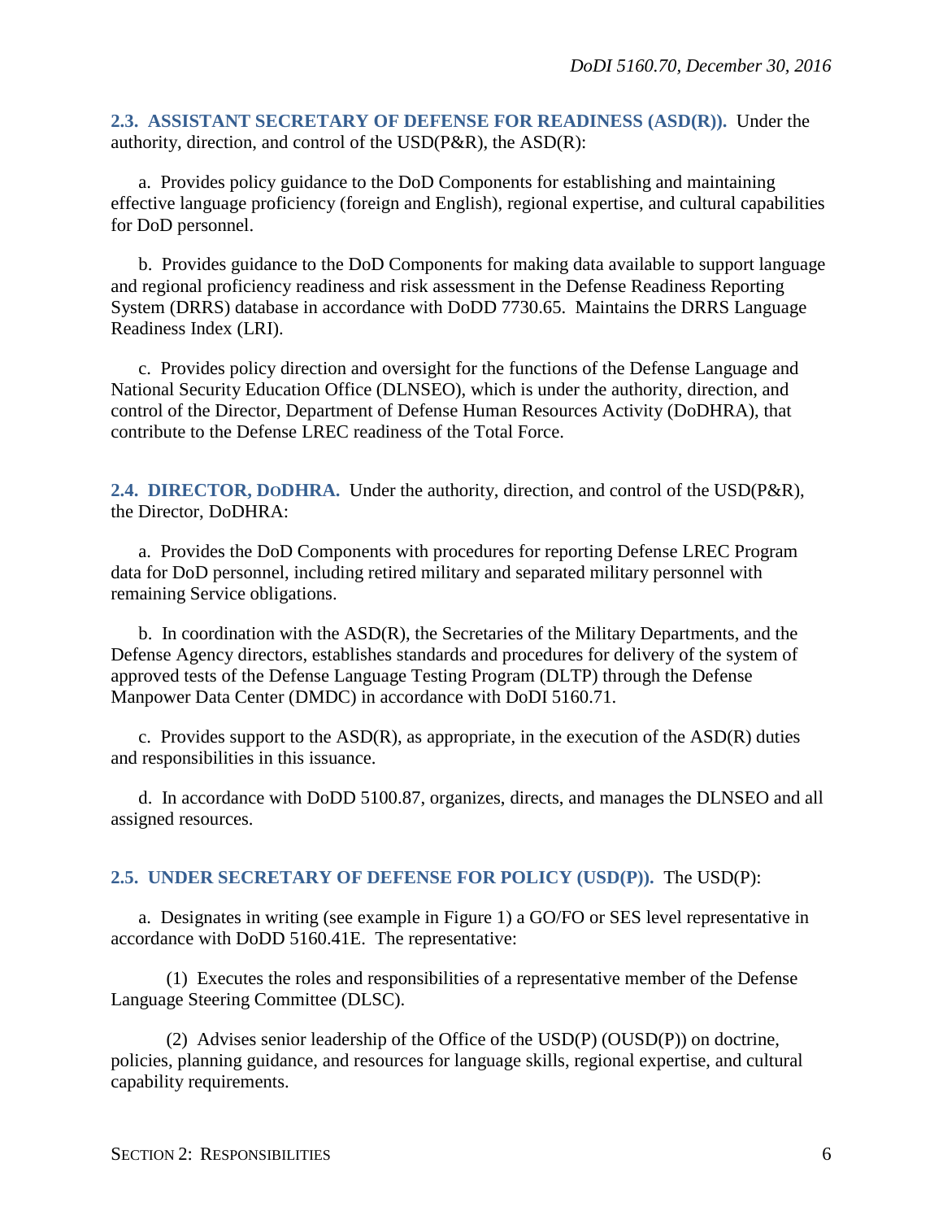**2.3. ASSISTANT SECRETARY OF DEFENSE FOR READINESS (ASD(R)).** Under the authority, direction, and control of the USD(P&R), the ASD(R):

a. Provides policy guidance to the DoD Components for establishing and maintaining effective language proficiency (foreign and English), regional expertise, and cultural capabilities for DoD personnel.

b. Provides guidance to the DoD Components for making data available to support language and regional proficiency readiness and risk assessment in the Defense Readiness Reporting System (DRRS) database in accordance with DoDD 7730.65. Maintains the DRRS Language Readiness Index (LRI).

c. Provides policy direction and oversight for the functions of the Defense Language and National Security Education Office (DLNSEO), which is under the authority, direction, and control of the Director, Department of Defense Human Resources Activity (DoDHRA), that contribute to the Defense LREC readiness of the Total Force.

**2.4. DIRECTOR, DODHRA.** Under the authority, direction, and control of the USD(P&R), the Director, DoDHRA:

a. Provides the DoD Components with procedures for reporting Defense LREC Program data for DoD personnel, including retired military and separated military personnel with remaining Service obligations.

b. In coordination with the ASD(R), the Secretaries of the Military Departments, and the Defense Agency directors, establishes standards and procedures for delivery of the system of approved tests of the Defense Language Testing Program (DLTP) through the Defense Manpower Data Center (DMDC) in accordance with DoDI 5160.71.

c. Provides support to the ASD(R), as appropriate, in the execution of the ASD(R) duties and responsibilities in this issuance.

d. In accordance with DoDD 5100.87, organizes, directs, and manages the DLNSEO and all assigned resources.

**2.5. UNDER SECRETARY OF DEFENSE FOR POLICY (USD(P)).** The USD(P):

a. Designates in writing (see example in Figure 1) a GO/FO or SES level representative in accordance with DoDD 5160.41E. The representative:

(1) Executes the roles and responsibilities of a representative member of the Defense Language Steering Committee (DLSC).

(2) Advises senior leadership of the Office of the USD(P) (OUSD(P)) on doctrine, policies, planning guidance, and resources for language skills, regional expertise, and cultural capability requirements.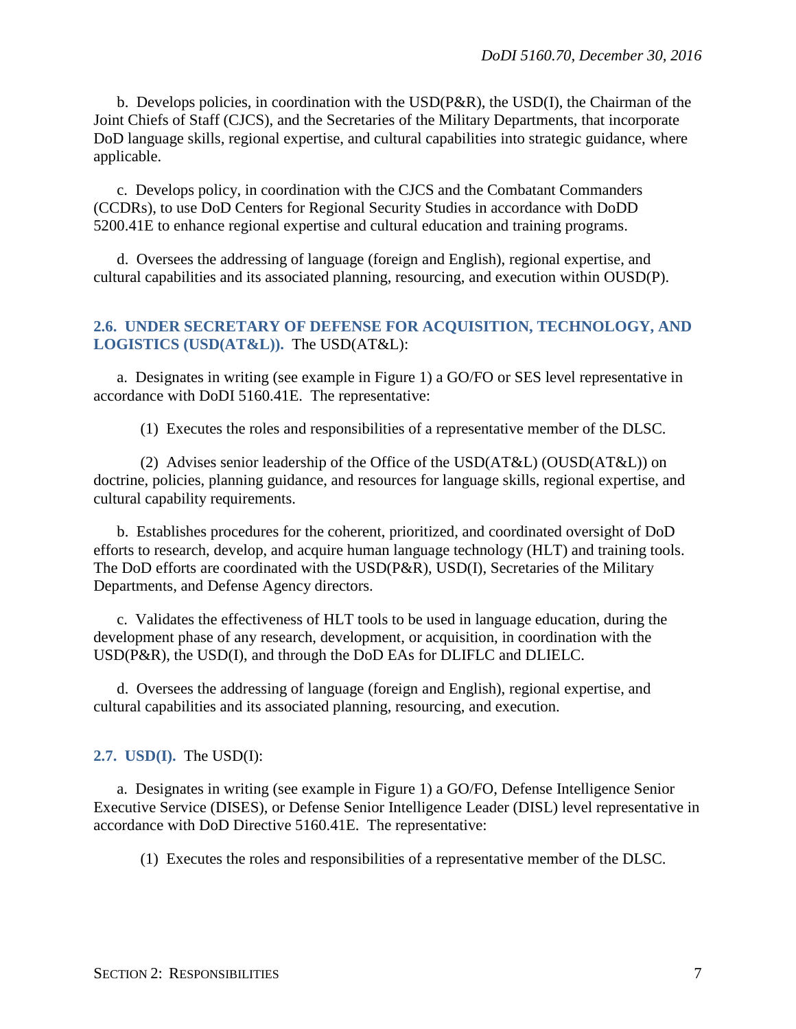b. Develops policies, in coordination with the USD(P&R), the USD(I), the Chairman of the Joint Chiefs of Staff (CJCS), and the Secretaries of the Military Departments, that incorporate DoD language skills, regional expertise, and cultural capabilities into strategic guidance, where applicable.

c. Develops policy, in coordination with the CJCS and the Combatant Commanders (CCDRs), to use DoD Centers for Regional Security Studies in accordance with DoDD 5200.41E to enhance regional expertise and cultural education and training programs.

d. Oversees the addressing of language (foreign and English), regional expertise, and cultural capabilities and its associated planning, resourcing, and execution within OUSD(P).

## 2.6. UNDER SECRETARY OF DEFENSE FOR ACQUISITION, TECHNOLOGY, AND LOGISTICS (USD(AT&L)).

The USD(AT&L):

a. Designates in writing (see example in Figure 1) a GO/FO or SES level representative in accordance with DoDI 5160.41E. The representative:

(1) Executes the roles and responsibilities of a representative member of the DLSC.

(2) Advises senior leadership of the Office of the USD(AT&L) (OUSD(AT&L)) on doctrine, policies, planning guidance, and resources for language skills, regional expertise, and cultural capability requirements.

b. Establishes procedures for the coherent, prioritized, and coordinated oversight of DoD efforts to research, develop, and acquire human language technology (HLT) and training tools. The DoD efforts are coordinated with the USD(P&R), USD(I), Secretaries of the Military Departments, and Defense Agency directors.

c. Validates the effectiveness of HLT tools to be used in language education, during the development phase of any research, development, or acquisition, in coordination with the USD(P&R), the USD(I), and through the DoD EAs for DLIFLC and DLIELC.

d. Oversees the addressing of language (foreign and English), regional expertise, and cultural capabilities and its associated planning, resourcing, and execution.

## 2.7. USD(I).

The USD(I):

a. Designates in writing (see example in Figure 1) a GO/FO, Defense Intelligence Senior Executive Service (DISES), or Defense Senior Intelligence Leader (DISL) level representative in accordance with DoD Directive 5160.41E. The representative:

(1) Executes the roles and responsibilities of a representative member of the DLSC.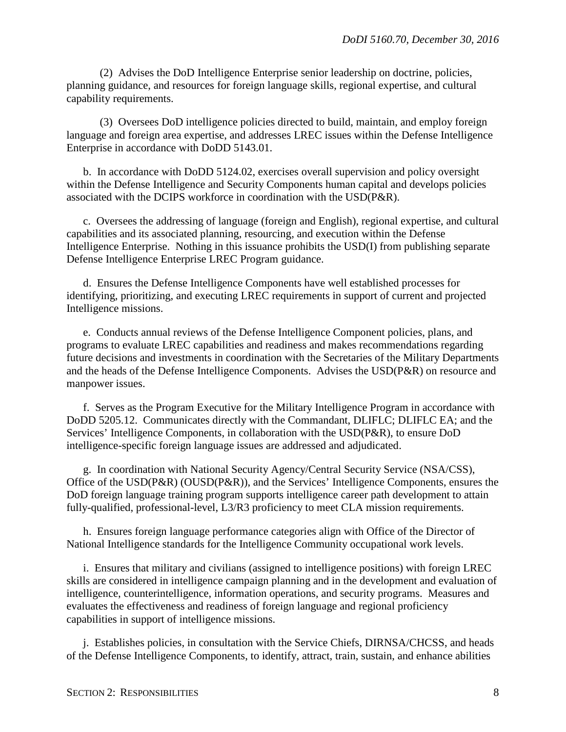(2) Advises the DoD Intelligence Enterprise senior leadership on doctrine, policies, planning guidance, and resources for foreign language skills, regional expertise, and cultural capability requirements.

(3) Oversees DoD intelligence policies directed to build, maintain, and employ foreign language and foreign area expertise, and addresses LREC issues within the Defense Intelligence Enterprise in accordance with DoDD 5143.01.

b. In accordance with DoDD 5124.02, exercises overall supervision and policy oversight within the Defense Intelligence and Security Components human capital and develops policies associated with the DCIPS workforce in coordination with the USD(P&R).

c. Oversees the addressing of language (foreign and English), regional expertise, and cultural capabilities and its associated planning, resourcing, and execution within the Defense Intelligence Enterprise. Nothing in this issuance prohibits the USD(I) from publishing separate Defense Intelligence Enterprise LREC Program guidance.

d. Ensures the Defense Intelligence Components have well established processes for identifying, prioritizing, and executing LREC requirements in support of current and projected Intelligence missions.

e. Conducts annual reviews of the Defense Intelligence Component policies, plans, and programs to evaluate LREC capabilities and readiness and makes recommendations regarding future decisions and investments in coordination with the Secretaries of the Military Departments and the heads of the Defense Intelligence Components. Advises the USD(P&R) on resource and manpower issues.

f. Serves as the Program Executive for the Military Intelligence Program in accordance with DoDD 5205.12. Communicates directly with the Commandant, DLIFLC; DLIFLC EA; and the Services' Intelligence Components, in collaboration with the USD(P&R), to ensure DoD intelligence-specific foreign language issues are addressed and adjudicated.

g. In coordination with National Security Agency/Central Security Service (NSA/CSS), Office of the USD(P&R) (OUSD(P&R)), and the Services' Intelligence Components, ensures the DoD foreign language training program supports intelligence career path development to attain fully-qualified, professional-level, L3/R3 proficiency to meet CLA mission requirements.

h. Ensures foreign language performance categories align with Office of the Director of National Intelligence standards for the Intelligence Community occupational work levels.

i. Ensures that military and civilians (assigned to intelligence positions) with foreign LREC skills are considered in intelligence campaign planning and in the development and evaluation of intelligence, counterintelligence, information operations, and security programs. Measures and evaluates the effectiveness and readiness of foreign language and regional proficiency capabilities in support of intelligence missions.

j. Establishes policies, in consultation with the Service Chiefs, DIRNSA/CHCSS, and heads of the Defense Intelligence Components, to identify, attract, train, sustain, and enhance abilities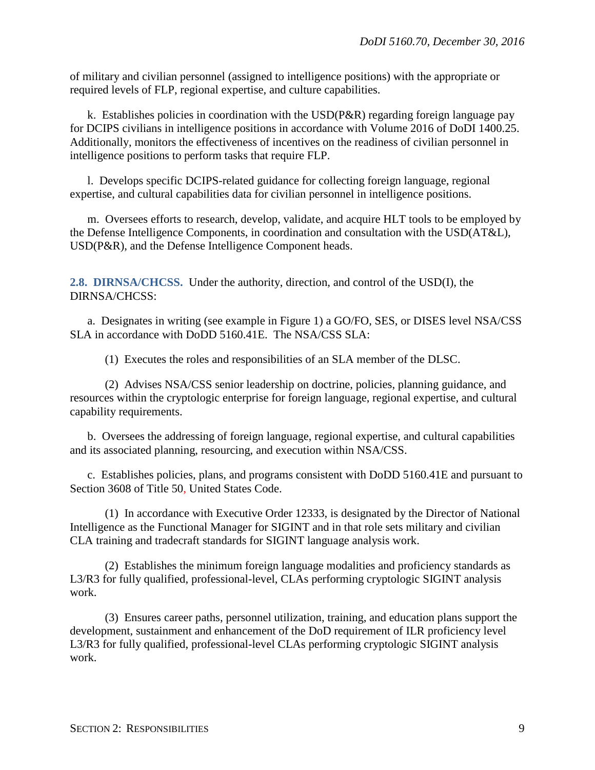of military and civilian personnel (assigned to intelligence positions) with the appropriate or required levels of FLP, regional expertise, and culture capabilities.

k. Establishes policies in coordination with the USD(P&R) regarding foreign language pay for DCIPS civilians in intelligence positions in accordance with Volume 2016 of DoDI 1400.25. Additionally, monitors the effectiveness of incentives on the readiness of civilian personnel in intelligence positions to perform tasks that require FLP.

l. Develops specific DCIPS-related guidance for collecting foreign language, regional expertise, and cultural capabilities data for civilian personnel in intelligence positions.

m. Oversees efforts to research, develop, validate, and acquire HLT tools to be employed by the Defense Intelligence Components, in coordination and consultation with the USD(AT&L), USD(P&R), and the Defense Intelligence Component heads.

**2.8. DIRNSA/CHCSS.** Under the authority, direction, and control of the USD(I), the DIRNSA/CHCSS:

a. Designates in writing (see example in Figure 1) a GO/FO, SES, or DISES level NSA/CSS SLA in accordance with DoDD 5160.41E. The NSA/CSS SLA:

(1) Executes the roles and responsibilities of an SLA member of the DLSC.

(2) Advises NSA/CSS senior leadership on doctrine, policies, planning guidance, and resources within the cryptologic enterprise for foreign language, regional expertise, and cultural capability requirements.

b. Oversees the addressing of foreign language, regional expertise, and cultural capabilities and its associated planning, resourcing, and execution within NSA/CSS.

c. Establishes policies, plans, and programs consistent with DoDD 5160.41E and pursuant to Section 3608 of Title 50, United States Code.

(1) In accordance with Executive Order 12333, is designated by the Director of National Intelligence as the Functional Manager for SIGINT and in that role sets military and civilian CLA training and tradecraft standards for SIGINT language analysis work.

(2) Establishes the minimum foreign language modalities and proficiency standards as L3/R3 for fully qualified, professional-level, CLAs performing cryptologic SIGINT analysis work.

(3) Ensures career paths, personnel utilization, training, and education plans support the development, sustainment and enhancement of the DoD requirement of ILR proficiency level L3/R3 for fully qualified, professional-level CLAs performing cryptologic SIGINT analysis work.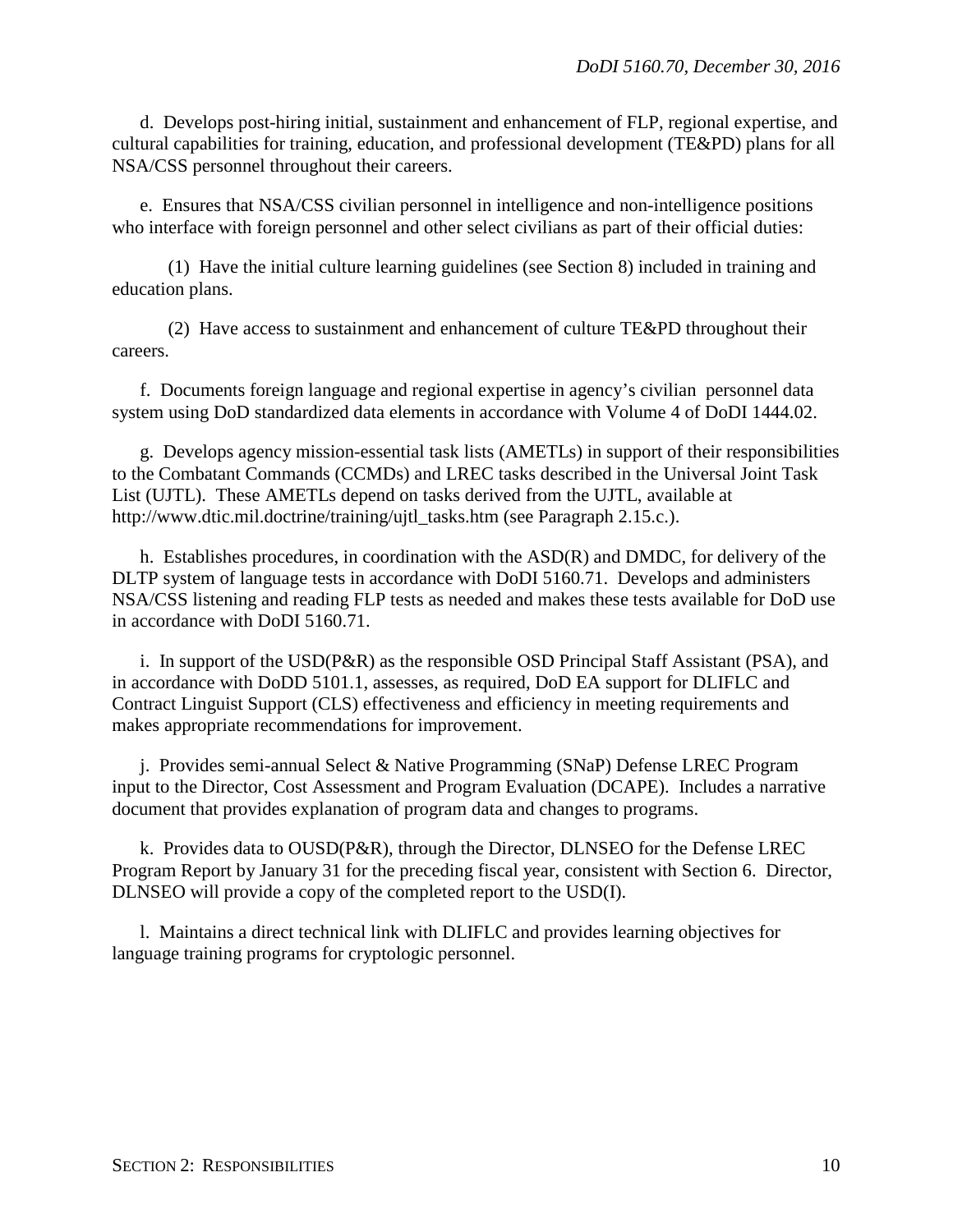d. Develops post-hiring initial, sustainment and enhancement of FLP, regional expertise, and cultural capabilities for training, education, and professional development (TE&PD) plans for all NSA/CSS personnel throughout their careers.

e. Ensures that NSA/CSS civilian personnel in intelligence and non-intelligence positions who interface with foreign personnel and other select civilians as part of their official duties:

(1) Have the initial culture learning guidelines (see Section 8) included in training and education plans.

(2) Have access to sustainment and enhancement of culture TE&PD throughout their careers.

f. Documents foreign language and regional expertise in agency's civilian personnel data system using DoD standardized data elements in accordance with Volume 4 of DoDI 1444.02.

g. Develops agency mission-essential task lists (AMETLs) in support of their responsibilities to the Combatant Commands (CCMDs) and LREC tasks described in the Universal Joint Task List (UJTL). These AMETLs depend on tasks derived from the UJTL, available at http://www.dtic.mil.doctrine/training/ujtl_tasks.htm (see Paragraph 2.15.c.).

h. Establishes procedures, in coordination with the ASD(R) and DMDC, for delivery of the DLTP system of language tests in accordance with DoDI 5160.71. Develops and administers NSA/CSS listening and reading FLP tests as needed and makes these tests available for DoD use in accordance with DoDI 5160.71.

i. In support of the USD(P&R) as the responsible OSD Principal Staff Assistant (PSA), and in accordance with DoDD 5101.1, assesses, as required, DoD EA support for DLIFLC and Contract Linguist Support (CLS) effectiveness and efficiency in meeting requirements and makes appropriate recommendations for improvement.

j. Provides semi-annual Select & Native Programming (SNaP) Defense LREC Program input to the Director, Cost Assessment and Program Evaluation (DCAPE). Includes a narrative document that provides explanation of program data and changes to programs.

k. Provides data to OUSD(P&R), through the Director, DLNSEO for the Defense LREC Program Report by January 31 for the preceding fiscal year, consistent with Section 6. Director, DLNSEO will provide a copy of the completed report to the USD(I).

l. Maintains a direct technical link with DLIFLC and provides learning objectives for language training programs for cryptologic personnel.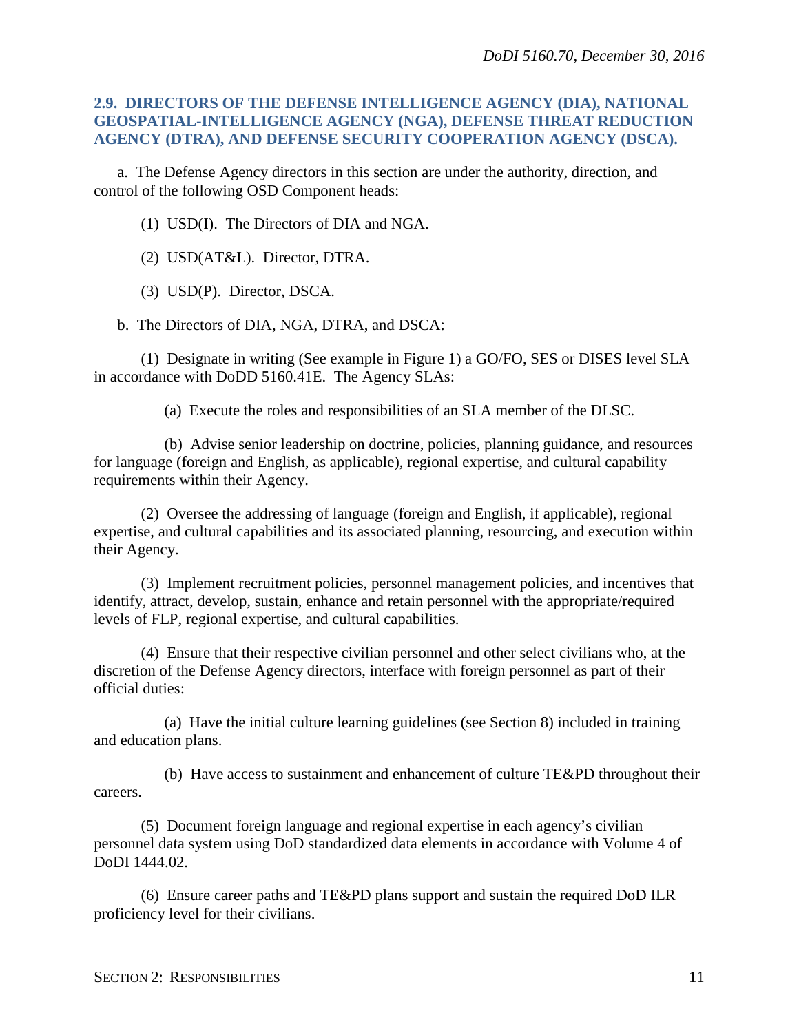### 2.9. DIRECTORS OF THE DEFENSE INTELLIGENCE AGENCY (DIA), NATIONAL GEOSPATIAL-INTELLIGENCE AGENCY (NGA), DEFENSE THREAT REDUCTION AGENCY (DTRA), AND DEFENSE SECURITY COOPERATION AGENCY (DSCA).

a. The Defense Agency directors in this section are under the authority, direction, and control of the following OSD Component heads:

(1) USD(I). The Directors of DIA and NGA.

(2) USD(AT&L). Director, DTRA.

(3) USD(P). Director, DSCA.

b. The Directors of DIA, NGA, DTRA, and DSCA:

(1) Designate in writing (See example in Figure 1) a GO/FO, SES or DISES level SLA in accordance with DoDD 5160.41E. The Agency SLAs:

(a) Execute the roles and responsibilities of an SLA member of the DLSC.

(b) Advise senior leadership on doctrine, policies, planning guidance, and resources for language (foreign and English, as applicable), regional expertise, and cultural capability requirements within their Agency.

(2) Oversee the addressing of language (foreign and English, if applicable), regional expertise, and cultural capabilities and its associated planning, resourcing, and execution within their Agency.

(3) Implement recruitment policies, personnel management policies, and incentives that identify, attract, develop, sustain, enhance and retain personnel with the appropriate/required levels of FLP, regional expertise, and cultural capabilities.

(4) Ensure that their respective civilian personnel and other select civilians who, at the discretion of the Defense Agency directors, interface with foreign personnel as part of their official duties:

(a) Have the initial culture learning guidelines (see Section 8) included in training and education plans.

(b) Have access to sustainment and enhancement of culture TE&PD throughout their careers.

(5) Document foreign language and regional expertise in each agency's civilian personnel data system using DoD standardized data elements in accordance with Volume 4 of DoDI 1444.02.

(6) Ensure career paths and TE&PD plans support and sustain the required DoD ILR proficiency level for their civilians.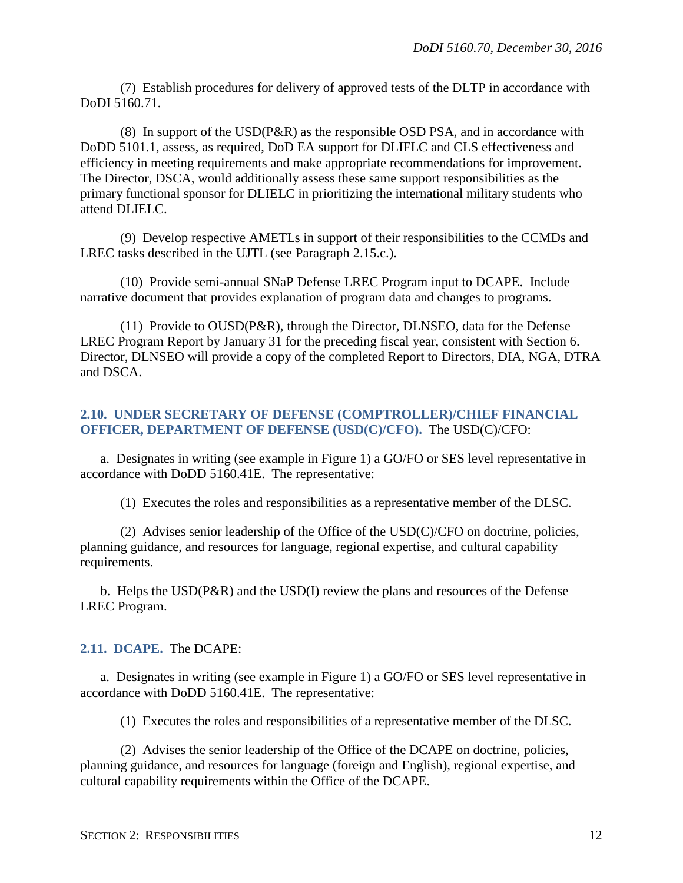(7) Establish procedures for delivery of approved tests of the DLTP in accordance with DoDI 5160.71.

(8) In support of the USD(P&R) as the responsible OSD PSA, and in accordance with DoDD 5101.1, assess, as required, DoD EA support for DLIFLC and CLS effectiveness and efficiency in meeting requirements and make appropriate recommendations for improvement. The Director, DSCA, would additionally assess these same support responsibilities as the primary functional sponsor for DLIELC in prioritizing the international military students who attend DLIELC.

(9) Develop respective AMETLs in support of their responsibilities to the CCMDs and LREC tasks described in the UJTL (see Paragraph 2.15.c.).

(10) Provide semi-annual SNaP Defense LREC Program input to DCAPE. Include narrative document that provides explanation of program data and changes to programs.

(11) Provide to OUSD(P&R), through the Director, DLNSEO, data for the Defense LREC Program Report by January 31 for the preceding fiscal year, consistent with Section 6. Director, DLNSEO will provide a copy of the completed Report to Directors, DIA, NGA, DTRA and DSCA.

## 2.10. UNDER SECRETARY OF DEFENSE (COMPTROLLER)/CHIEF FINANCIAL OFFICER, DEPARTMENT OF DEFENSE (USD(C)/CFO).

The USD(C)/CFO:

a. Designates in writing (see example in Figure 1) a GO/FO or SES level representative in accordance with DoDD 5160.41E. The representative:

(1) Executes the roles and responsibilities as a representative member of the DLSC.

(2) Advises senior leadership of the Office of the USD(C)/CFO on doctrine, policies, planning guidance, and resources for language, regional expertise, and cultural capability requirements.

b. Helps the USD(P&R) and the USD(I) review the plans and resources of the Defense LREC Program.

## 2.11. DCAPE.

The DCAPE:

a. Designates in writing (see example in Figure 1) a GO/FO or SES level representative in accordance with DoDD 5160.41E. The representative:

(1) Executes the roles and responsibilities of a representative member of the DLSC.

(2) Advises the senior leadership of the Office of the DCAPE on doctrine, policies, planning guidance, and resources for language (foreign and English), regional expertise, and cultural capability requirements within the Office of the DCAPE.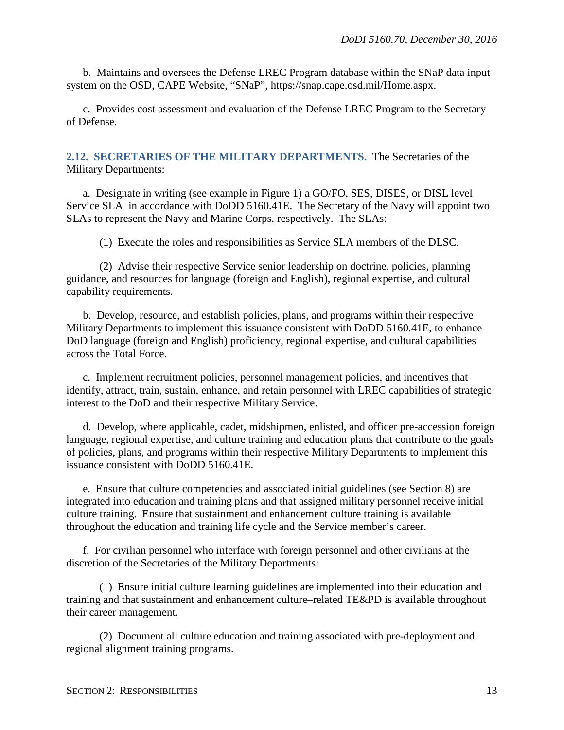b. Maintains and oversees the Defense LREC Program database within the SNaP data input system on the OSD, CAPE Website, "SNaP", https://snap.cape.osd.mil/Home.aspx.

c. Provides cost assessment and evaluation of the Defense LREC Program to the Secretary of Defense.

**2.12. SECRETARIES OF THE MILITARY DEPARTMENTS.** The Secretaries of the Military Departments:

a. Designate in writing (see example in Figure 1) a GO/FO, SES, DISES, or DISL level Service SLA in accordance with DoDD 5160.41E. The Secretary of the Navy will appoint two SLAs to represent the Navy and Marine Corps, respectively. The SLAs:

(1) Execute the roles and responsibilities as Service SLA members of the DLSC.

(2) Advise their respective Service senior leadership on doctrine, policies, planning guidance, and resources for language (foreign and English), regional expertise, and cultural capability requirements.

b. Develop, resource, and establish policies, plans, and programs within their respective Military Departments to implement this issuance consistent with DoDD 5160.41E, to enhance DoD language (foreign and English) proficiency, regional expertise, and cultural capabilities across the Total Force.

c. Implement recruitment policies, personnel management policies, and incentives that identify, attract, train, sustain, enhance, and retain personnel with LREC capabilities of strategic interest to the DoD and their respective Military Service.

d. Develop, where applicable, cadet, midshipmen, enlisted, and officer pre-accession foreign language, regional expertise, and culture training and education plans that contribute to the goals of policies, plans, and programs within their respective Military Departments to implement this issuance consistent with DoDD 5160.41E.

e. Ensure that culture competencies and associated initial guidelines (see Section 8) are integrated into education and training plans and that assigned military personnel receive initial culture training. Ensure that sustainment and enhancement culture training is available throughout the education and training life cycle and the Service member's career.

f. For civilian personnel who interface with foreign personnel and other civilians at the discretion of the Secretaries of the Military Departments:

(1) Ensure initial culture learning guidelines are implemented into their education and training and that sustainment and enhancement culture–related TE&PD is available throughout their career management.

(2) Document all culture education and training associated with pre-deployment and regional alignment training programs.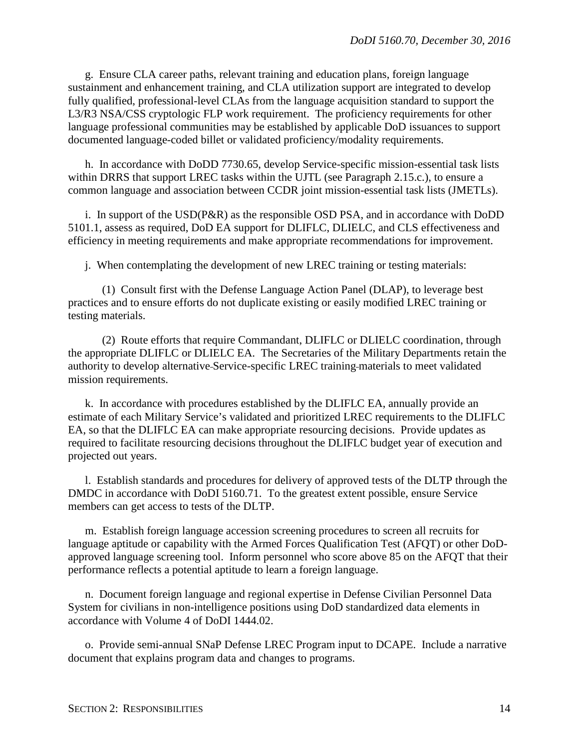g. Ensure CLA career paths, relevant training and education plans, foreign language sustainment and enhancement training, and CLA utilization support are integrated to develop fully qualified, professional-level CLAs from the language acquisition standard to support the L3/R3 NSA/CSS cryptologic FLP work requirement. The proficiency requirements for other language professional communities may be established by applicable DoD issuances to support documented language-coded billet or validated proficiency/modality requirements.

h. In accordance with DoDD 7730.65, develop Service-specific mission-essential task lists within DRRS that support LREC tasks within the UJTL (see Paragraph 2.15.c.), to ensure a common language and association between CCDR joint mission-essential task lists (JMETLs).

i. In support of the USD(P&R) as the responsible OSD PSA, and in accordance with DoDD 5101.1, assess as required, DoD EA support for DLIFLC, DLIELC, and CLS effectiveness and efficiency in meeting requirements and make appropriate recommendations for improvement.

j. When contemplating the development of new LREC training or testing materials:

(1) Consult first with the Defense Language Action Panel (DLAP), to leverage best practices and to ensure efforts do not duplicate existing or easily modified LREC training or testing materials.

(2) Route efforts that require Commandant, DLIFLC or DLIELC coordination, through the appropriate DLIFLC or DLIELC EA. The Secretaries of the Military Departments retain the authority to develop alternative Service-specific LREC training materials to meet validated mission requirements.

k. In accordance with procedures established by the DLIFLC EA, annually provide an estimate of each Military Service's validated and prioritized LREC requirements to the DLIFLC EA, so that the DLIFLC EA can make appropriate resourcing decisions. Provide updates as required to facilitate resourcing decisions throughout the DLIFLC budget year of execution and projected out years.

l. Establish standards and procedures for delivery of approved tests of the DLTP through the DMDC in accordance with DoDI 5160.71. To the greatest extent possible, ensure Service members can get access to tests of the DLTP.

m. Establish foreign language accession screening procedures to screen all recruits for language aptitude or capability with the Armed Forces Qualification Test (AFQT) or other DoD-approved language screening tool. Inform personnel who score above 85 on the AFQT that their performance reflects a potential aptitude to learn a foreign language.

n. Document foreign language and regional expertise in Defense Civilian Personnel Data System for civilians in non-intelligence positions using DoD standardized data elements in accordance with Volume 4 of DoDI 1444.02.

o. Provide semi-annual SNaP Defense LREC Program input to DCAPE. Include a narrative document that explains program data and changes to programs.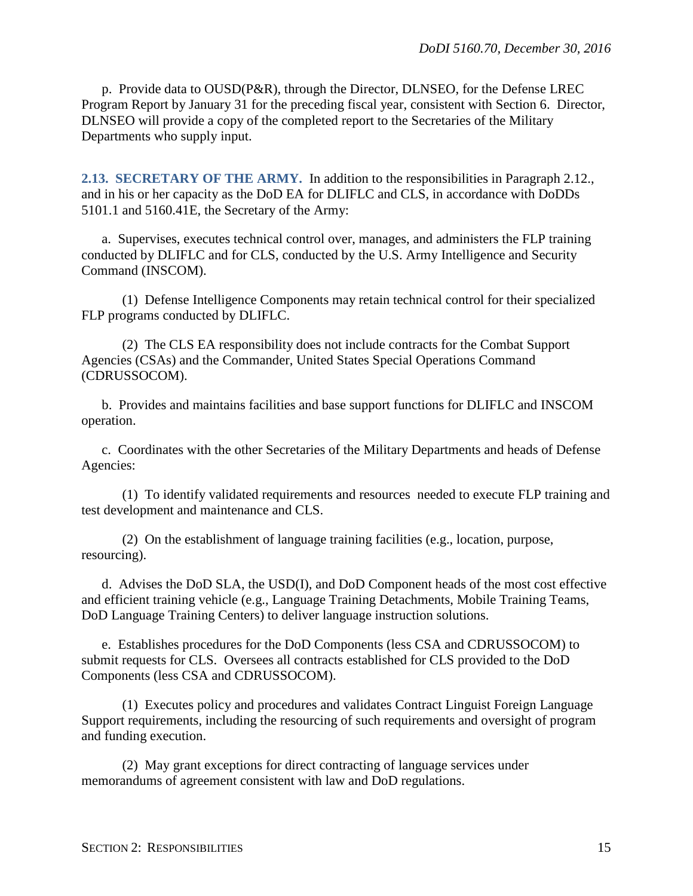p. Provide data to OUSD(P&R), through the Director, DLNSEO, for the Defense LREC Program Report by January 31 for the preceding fiscal year, consistent with Section 6. Director, DLNSEO will provide a copy of the completed report to the Secretaries of the Military Departments who supply input.

**2.13. SECRETARY OF THE ARMY.** In addition to the responsibilities in Paragraph 2.12., and in his or her capacity as the DoD EA for DLIFLC and CLS, in accordance with DoDDs 5101.1 and 5160.41E, the Secretary of the Army:

a. Supervises, executes technical control over, manages, and administers the FLP training conducted by DLIFLC and for CLS, conducted by the U.S. Army Intelligence and Security Command (INSCOM).

(1) Defense Intelligence Components may retain technical control for their specialized FLP programs conducted by DLIFLC.

(2) The CLS EA responsibility does not include contracts for the Combat Support Agencies (CSAs) and the Commander, United States Special Operations Command (CDRUSSOCOM).

b. Provides and maintains facilities and base support functions for DLIFLC and INSCOM operation.

c. Coordinates with the other Secretaries of the Military Departments and heads of Defense Agencies:

(1) To identify validated requirements and resources needed to execute FLP training and test development and maintenance and CLS.

(2) On the establishment of language training facilities (e.g., location, purpose, resourcing).

d. Advises the DoD SLA, the USD(I), and DoD Component heads of the most cost effective and efficient training vehicle (e.g., Language Training Detachments, Mobile Training Teams, DoD Language Training Centers) to deliver language instruction solutions.

e. Establishes procedures for the DoD Components (less CSA and CDRUSSOCOM) to submit requests for CLS. Oversees all contracts established for CLS provided to the DoD Components (less CSA and CDRUSSOCOM).

(1) Executes policy and procedures and validates Contract Linguist Foreign Language Support requirements, including the resourcing of such requirements and oversight of program and funding execution.

(2) May grant exceptions for direct contracting of language services under memorandums of agreement consistent with law and DoD regulations.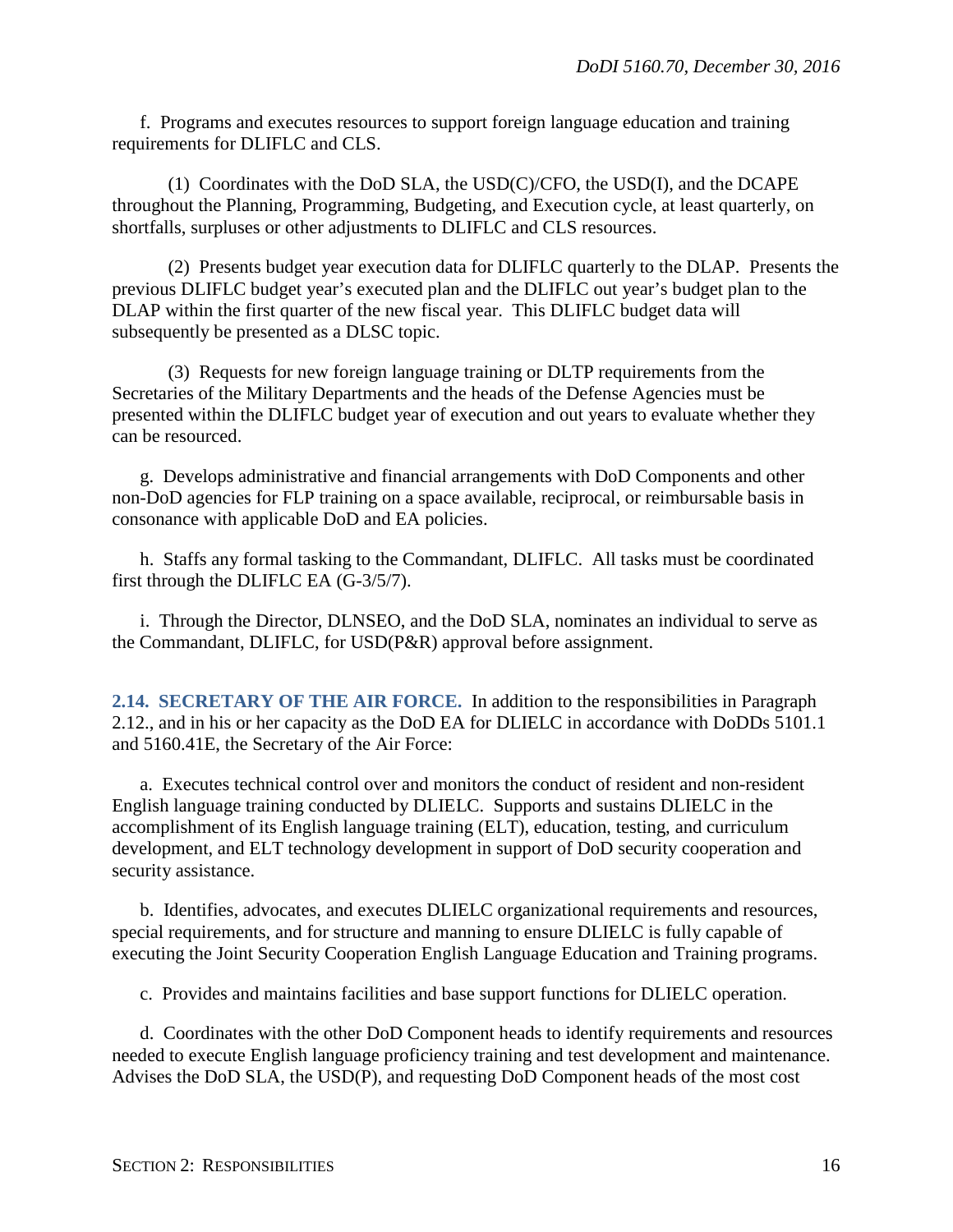f. Programs and executes resources to support foreign language education and training requirements for DLIFLC and CLS.

(1) Coordinates with the DoD SLA, the USD(C)/CFO, the USD(I), and the DCAPE throughout the Planning, Programming, Budgeting, and Execution cycle, at least quarterly, on shortfalls, surpluses or other adjustments to DLIFLC and CLS resources.

(2) Presents budget year execution data for DLIFLC quarterly to the DLAP. Presents the previous DLIFLC budget year's executed plan and the DLIFLC out year's budget plan to the DLAP within the first quarter of the new fiscal year. This DLIFLC budget data will subsequently be presented as a DLSC topic.

(3) Requests for new foreign language training or DLTP requirements from the Secretaries of the Military Departments and the heads of the Defense Agencies must be presented within the DLIFLC budget year of execution and out years to evaluate whether they can be resourced.

g. Develops administrative and financial arrangements with DoD Components and other non-DoD agencies for FLP training on a space available, reciprocal, or reimbursable basis in consonance with applicable DoD and EA policies.

h. Staffs any formal tasking to the Commandant, DLIFLC. All tasks must be coordinated first through the DLIFLC EA (G-3/5/7).

i. Through the Director, DLNSEO, and the DoD SLA, nominates an individual to serve as the Commandant, DLIFLC, for USD(P&R) approval before assignment.

**2.14. SECRETARY OF THE AIR FORCE.** In addition to the responsibilities in Paragraph 2.12., and in his or her capacity as the DoD EA for DLIELC in accordance with DoDDs 5101.1 and 5160.41E, the Secretary of the Air Force:

a. Executes technical control over and monitors the conduct of resident and non-resident English language training conducted by DLIELC. Supports and sustains DLIELC in the accomplishment of its English language training (ELT), education, testing, and curriculum development, and ELT technology development in support of DoD security cooperation and security assistance.

b. Identifies, advocates, and executes DLIELC organizational requirements and resources, special requirements, and for structure and manning to ensure DLIELC is fully capable of executing the Joint Security Cooperation English Language Education and Training programs.

c. Provides and maintains facilities and base support functions for DLIELC operation.

d. Coordinates with the other DoD Component heads to identify requirements and resources needed to execute English language proficiency training and test development and maintenance. Advises the DoD SLA, the USD(P), and requesting DoD Component heads of the most cost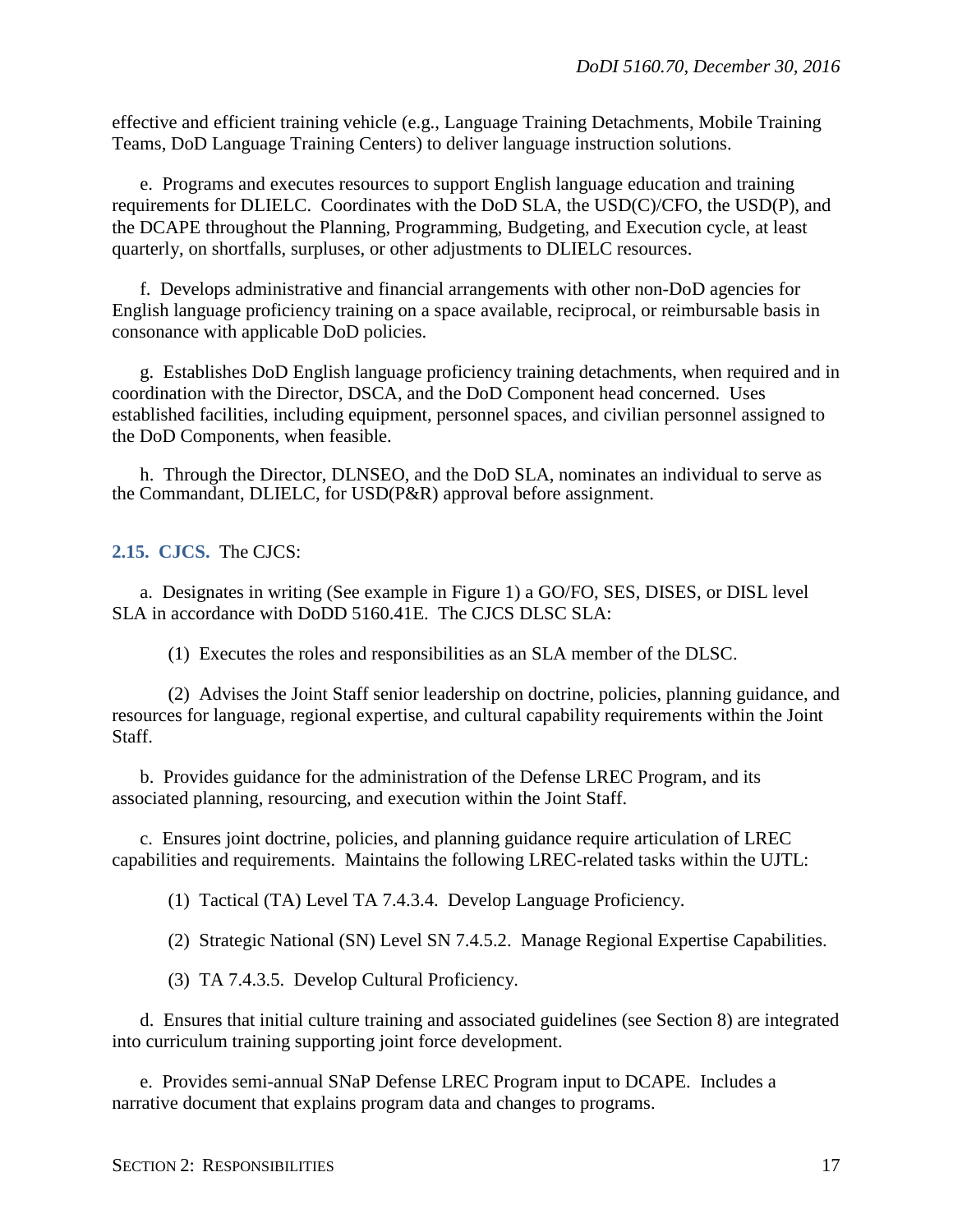effective and efficient training vehicle (e.g., Language Training Detachments, Mobile Training Teams, DoD Language Training Centers) to deliver language instruction solutions.

e. Programs and executes resources to support English language education and training requirements for DLIELC. Coordinates with the DoD SLA, the USD(C)/CFO, the USD(P), and the DCAPE throughout the Planning, Programming, Budgeting, and Execution cycle, at least quarterly, on shortfalls, surpluses, or other adjustments to DLIELC resources.

f. Develops administrative and financial arrangements with other non-DoD agencies for English language proficiency training on a space available, reciprocal, or reimbursable basis in consonance with applicable DoD policies.

g. Establishes DoD English language proficiency training detachments, when required and in coordination with the Director, DSCA, and the DoD Component head concerned. Uses established facilities, including equipment, personnel spaces, and civilian personnel assigned to the DoD Components, when feasible.

h. Through the Director, DLNSEO, and the DoD SLA, nominates an individual to serve as the Commandant, DLIELC, for USD(P&R) approval before assignment.

## 2.15. CJCS.

The CJCS:

a. Designates in writing (See example in Figure 1) a GO/FO, SES, DISES, or DISL level SLA in accordance with DoDD 5160.41E. The CJCS DLSC SLA:

(1) Executes the roles and responsibilities as an SLA member of the DLSC.

(2) Advises the Joint Staff senior leadership on doctrine, policies, planning guidance, and resources for language, regional expertise, and cultural capability requirements within the Joint Staff.

b. Provides guidance for the administration of the Defense LREC Program, and its associated planning, resourcing, and execution within the Joint Staff.

c. Ensures joint doctrine, policies, and planning guidance require articulation of LREC capabilities and requirements. Maintains the following LREC-related tasks within the UJTL:

(1) Tactical (TA) Level TA 7.4.3.4. Develop Language Proficiency.

(2) Strategic National (SN) Level SN 7.4.5.2. Manage Regional Expertise Capabilities.

(3) TA 7.4.3.5. Develop Cultural Proficiency.

d. Ensures that initial culture training and associated guidelines (see Section 8) are integrated into curriculum training supporting joint force development.

e. Provides semi-annual SNaP Defense LREC Program input to DCAPE. Includes a narrative document that explains program data and changes to programs.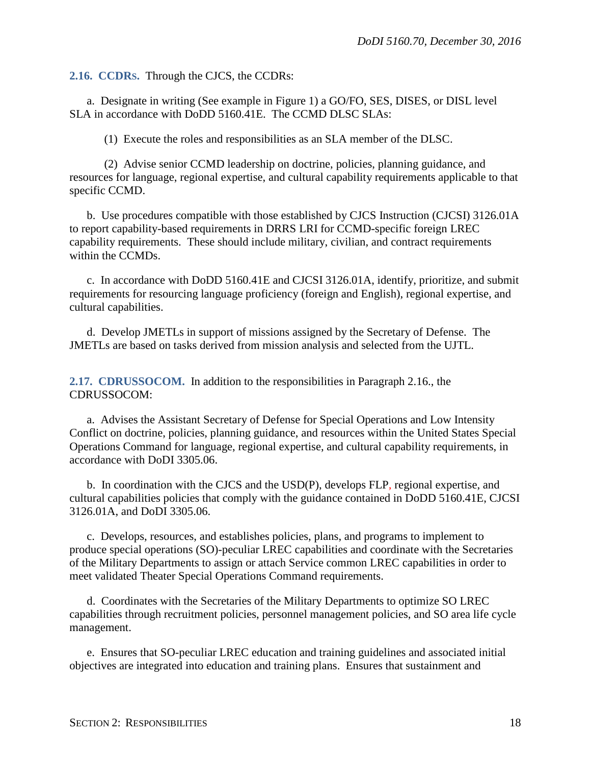**2.16. CCDRs.** Through the CJCS, the CCDRs:

a. Designate in writing (See example in Figure 1) a GO/FO, SES, DISES, or DISL level SLA in accordance with DoDD 5160.41E. The CCMD DLSC SLAs:

(1) Execute the roles and responsibilities as an SLA member of the DLSC.

(2) Advise senior CCMD leadership on doctrine, policies, planning guidance, and resources for language, regional expertise, and cultural capability requirements applicable to that specific CCMD.

b. Use procedures compatible with those established by CJCS Instruction (CJCSI) 3126.01A to report capability-based requirements in DRRS LRI for CCMD-specific foreign LREC capability requirements. These should include military, civilian, and contract requirements within the CCMDs.

c. In accordance with DoDD 5160.41E and CJCSI 3126.01A, identify, prioritize, and submit requirements for resourcing language proficiency (foreign and English), regional expertise, and cultural capabilities.

d. Develop JMETLs in support of missions assigned by the Secretary of Defense. The JMETLs are based on tasks derived from mission analysis and selected from the UJTL.

**2.17. CDRUSSOCOM.** In addition to the responsibilities in Paragraph 2.16., the CDRUSSOCOM:

a. Advises the Assistant Secretary of Defense for Special Operations and Low Intensity Conflict on doctrine, policies, planning guidance, and resources within the United States Special Operations Command for language, regional expertise, and cultural capability requirements, in accordance with DoDI 3305.06.

b. In coordination with the CJCS and the USD(P), develops FLP, regional expertise, and cultural capabilities policies that comply with the guidance contained in DoDD 5160.41E, CJCSI 3126.01A, and DoDI 3305.06.

c. Develops, resources, and establishes policies, plans, and programs to implement to produce special operations (SO)-peculiar LREC capabilities and coordinate with the Secretaries of the Military Departments to assign or attach Service common LREC capabilities in order to meet validated Theater Special Operations Command requirements.

d. Coordinates with the Secretaries of the Military Departments to optimize SO LREC capabilities through recruitment policies, personnel management policies, and SO area life cycle management.

e. Ensures that SO-peculiar LREC education and training guidelines and associated initial objectives are integrated into education and training plans. Ensures that sustainment and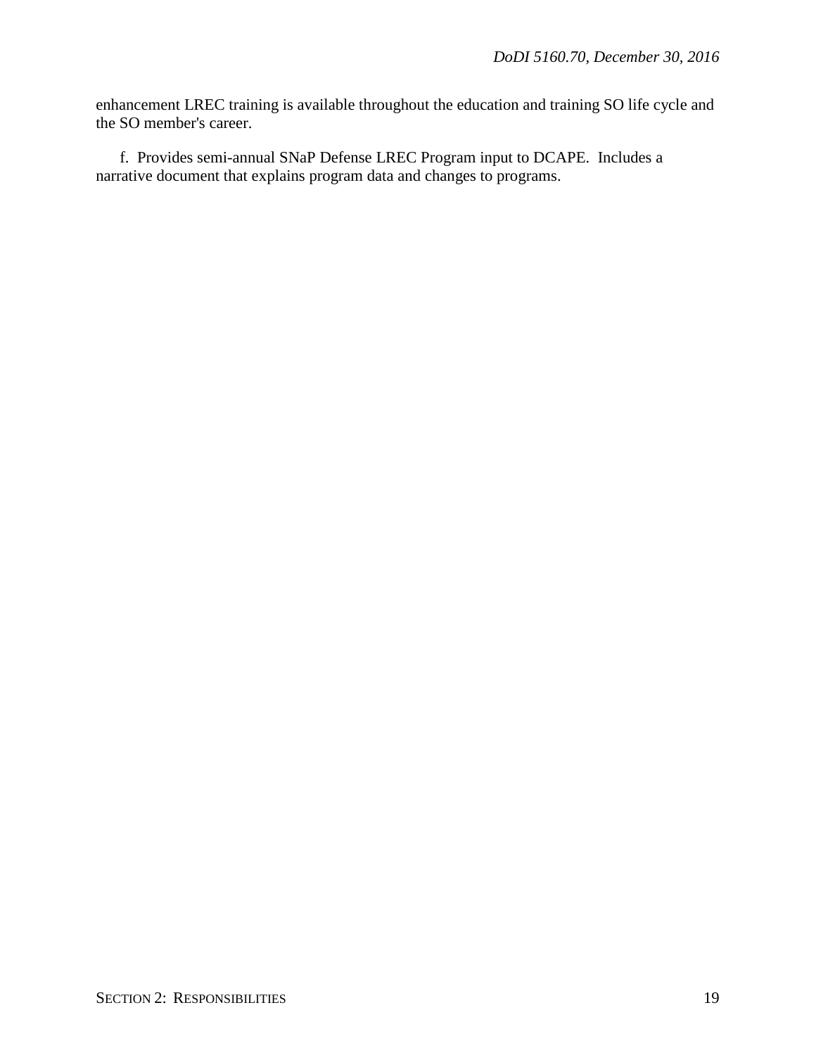enhancement LREC training is available throughout the education and training SO life cycle and the SO member's career.

f. Provides semi-annual SNaP Defense LREC Program input to DCAPE. Includes a narrative document that explains program data and changes to programs.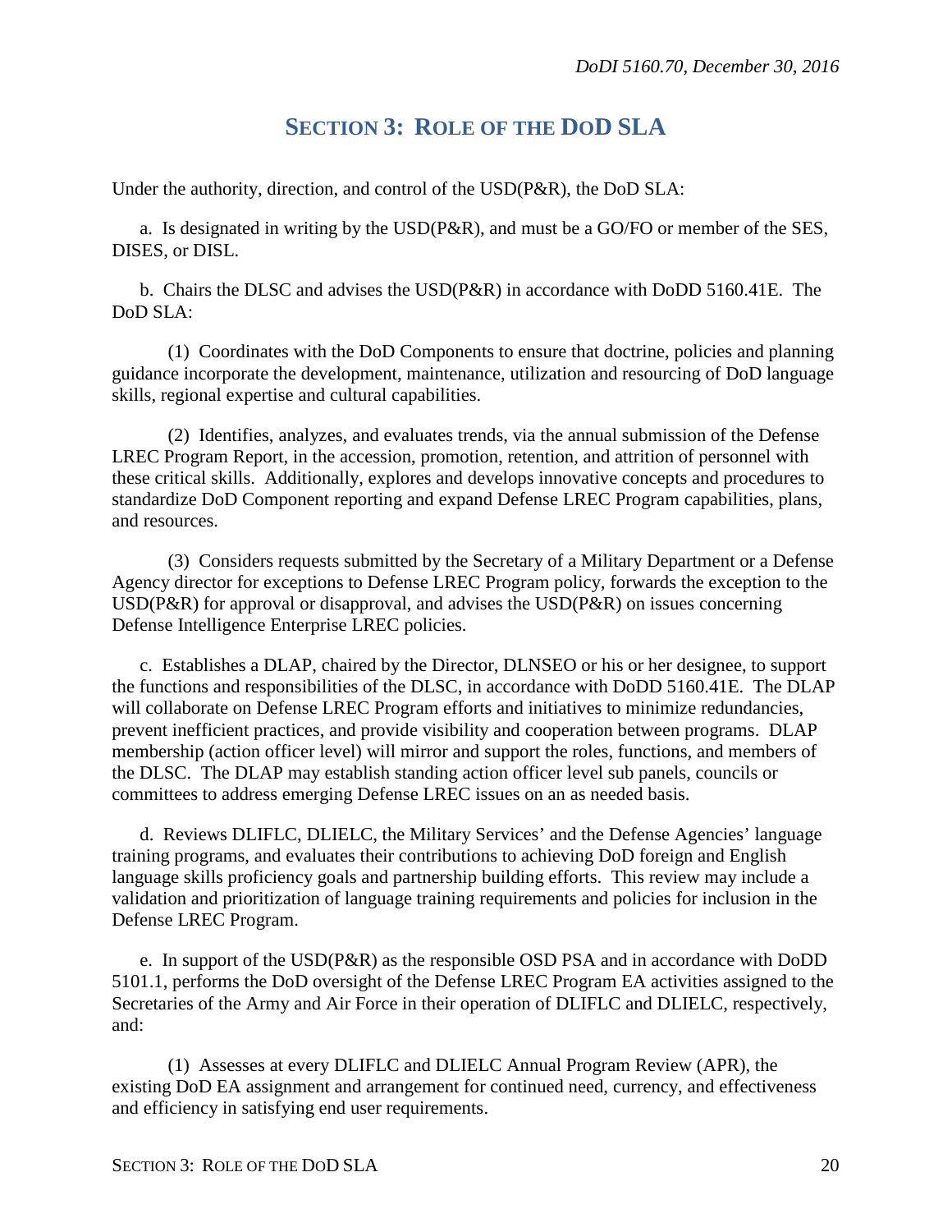# SECTION 3: ROLE OF THE DOD SLA

Under the authority, direction, and control of the USD(P&R), the DoD SLA:

a. Is designated in writing by the USD(P&R), and must be a GO/FO or member of the SES, DISES, or DISL.

b. Chairs the DLSC and advises the USD(P&R) in accordance with DoDD 5160.41E. The DoD SLA:

(1) Coordinates with the DoD Components to ensure that doctrine, policies and planning guidance incorporate the development, maintenance, utilization and resourcing of DoD language skills, regional expertise and cultural capabilities.

(2) Identifies, analyzes, and evaluates trends, via the annual submission of the Defense LREC Program Report, in the accession, promotion, retention, and attrition of personnel with these critical skills. Additionally, explores and develops innovative concepts and procedures to standardize DoD Component reporting and expand Defense LREC Program capabilities, plans, and resources.

(3) Considers requests submitted by the Secretary of a Military Department or a Defense Agency director for exceptions to Defense LREC Program policy, forwards the exception to the USD(P&R) for approval or disapproval, and advises the USD(P&R) on issues concerning Defense Intelligence Enterprise LREC policies.

c. Establishes a DLAP, chaired by the Director, DLNSEO or his or her designee, to support the functions and responsibilities of the DLSC, in accordance with DoDD 5160.41E. The DLAP will collaborate on Defense LREC Program efforts and initiatives to minimize redundancies, prevent inefficient practices, and provide visibility and cooperation between programs. DLAP membership (action officer level) will mirror and support the roles, functions, and members of the DLSC. The DLAP may establish standing action officer level sub panels, councils or committees to address emerging Defense LREC issues on an as needed basis.

d. Reviews DLIFLC, DLIELC, the Military Services' and the Defense Agencies' language training programs, and evaluates their contributions to achieving DoD foreign and English language skills proficiency goals and partnership building efforts. This review may include a validation and prioritization of language training requirements and policies for inclusion in the Defense LREC Program.

e. In support of the USD(P&R) as the responsible OSD PSA and in accordance with DoDD 5101.1, performs the DoD oversight of the Defense LREC Program EA activities assigned to the Secretaries of the Army and Air Force in their operation of DLIFLC and DLIELC, respectively, and:

(1) Assesses at every DLIFLC and DLIELC Annual Program Review (APR), the existing DoD EA assignment and arrangement for continued need, currency, and effectiveness and efficiency in satisfying end user requirements.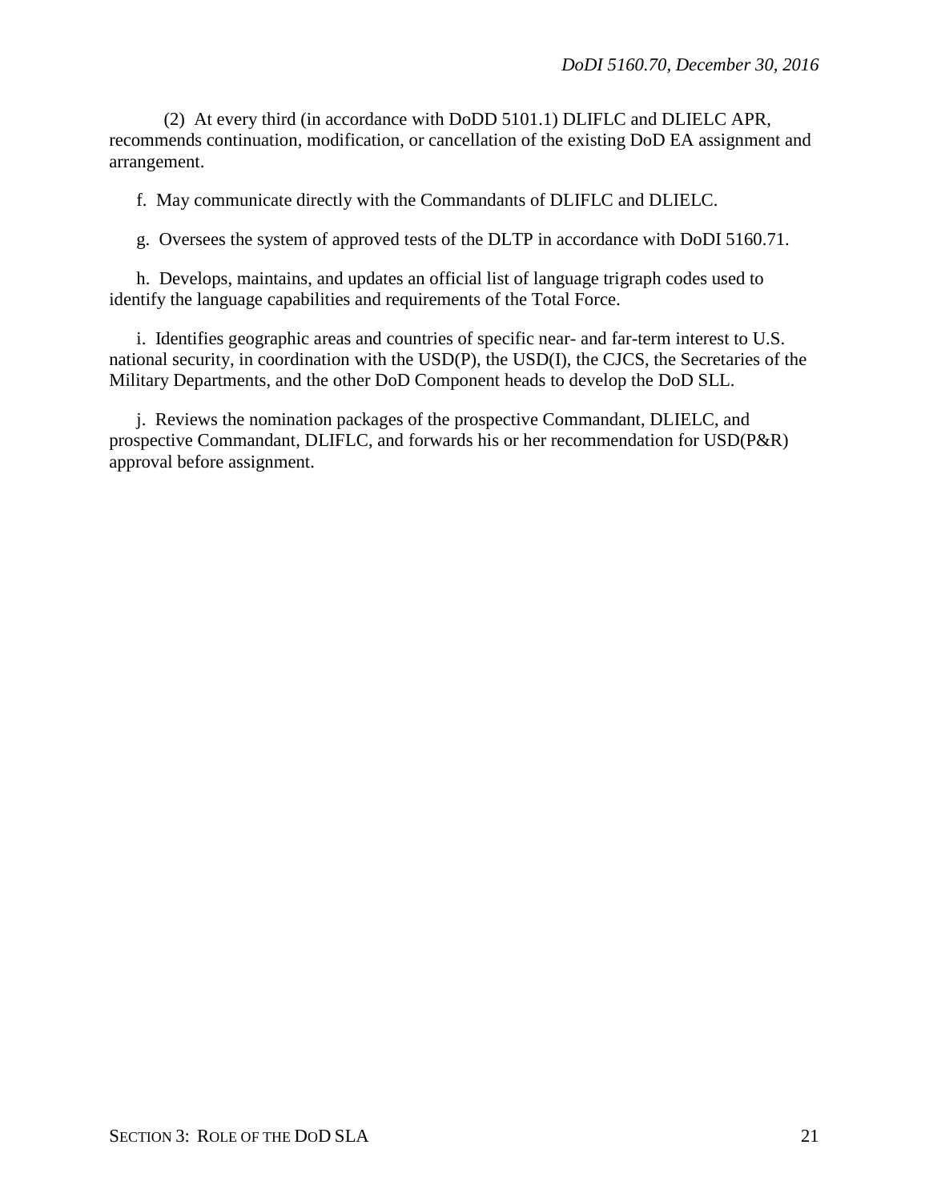(2) At every third (in accordance with DoDD 5101.1) DLIFLC and DLIELC APR, recommends continuation, modification, or cancellation of the existing DoD EA assignment and arrangement.

f. May communicate directly with the Commandants of DLIFLC and DLIELC.

g. Oversees the system of approved tests of the DLTP in accordance with DoDI 5160.71.

h. Develops, maintains, and updates an official list of language trigraph codes used to identify the language capabilities and requirements of the Total Force.

i. Identifies geographic areas and countries of specific near- and far-term interest to U.S. national security, in coordination with the USD(P), the USD(I), the CJCS, the Secretaries of the Military Departments, and the other DoD Component heads to develop the DoD SLL.

j. Reviews the nomination packages of the prospective Commandant, DLIELC, and prospective Commandant, DLIFLC, and forwards his or her recommendation for USD(P&R) approval before assignment.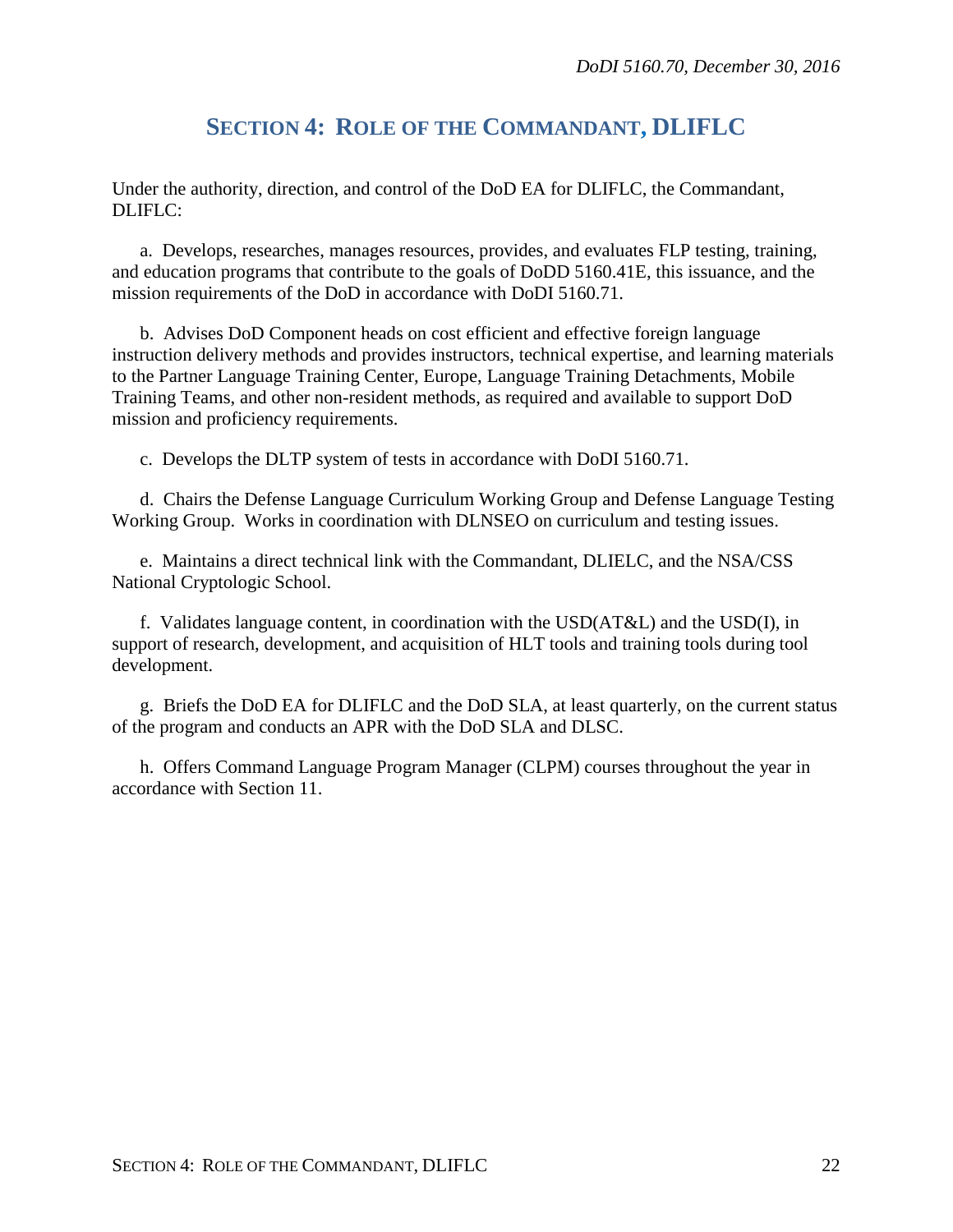# SECTION 4: ROLE OF THE COMMANDANT, DLIFLC

Under the authority, direction, and control of the DoD EA for DLIFLC, the Commandant, DLIFLC:

a. Develops, researches, manages resources, provides, and evaluates FLP testing, training, and education programs that contribute to the goals of DoDD 5160.41E, this issuance, and the mission requirements of the DoD in accordance with DoDI 5160.71.

b. Advises DoD Component heads on cost efficient and effective foreign language instruction delivery methods and provides instructors, technical expertise, and learning materials to the Partner Language Training Center, Europe, Language Training Detachments, Mobile Training Teams, and other non-resident methods, as required and available to support DoD mission and proficiency requirements.

c. Develops the DLTP system of tests in accordance with DoDI 5160.71.

d. Chairs the Defense Language Curriculum Working Group and Defense Language Testing Working Group. Works in coordination with DLNSEO on curriculum and testing issues.

e. Maintains a direct technical link with the Commandant, DLIELC, and the NSA/CSS National Cryptologic School.

f. Validates language content, in coordination with the USD(AT&L) and the USD(I), in support of research, development, and acquisition of HLT tools and training tools during tool development.

g. Briefs the DoD EA for DLIFLC and the DoD SLA, at least quarterly, on the current status of the program and conducts an APR with the DoD SLA and DLSC.

h. Offers Command Language Program Manager (CLPM) courses throughout the year in accordance with Section 11.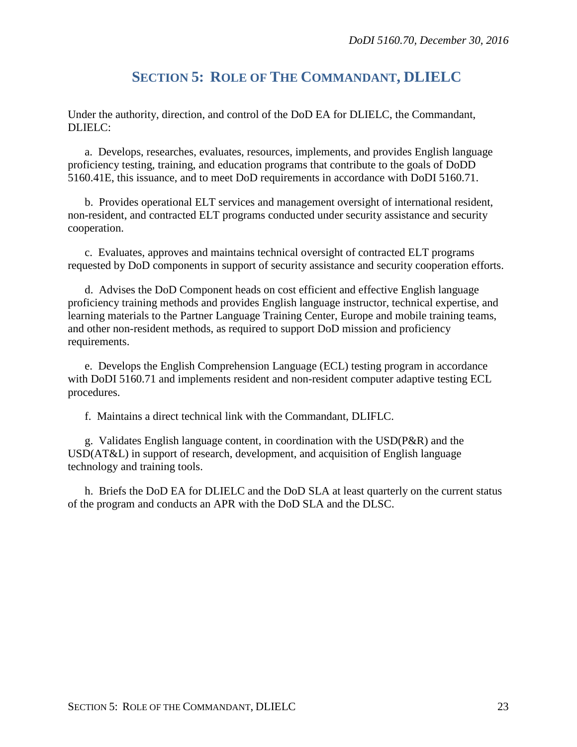# SECTION 5: ROLE OF THE COMMANDANT, DLIELC

Under the authority, direction, and control of the DoD EA for DLIELC, the Commandant, DLIELC:

a. Develops, researches, evaluates, resources, implements, and provides English language proficiency testing, training, and education programs that contribute to the goals of DoDD 5160.41E, this issuance, and to meet DoD requirements in accordance with DoDI 5160.71.

b. Provides operational ELT services and management oversight of international resident, non-resident, and contracted ELT programs conducted under security assistance and security cooperation.

c. Evaluates, approves and maintains technical oversight of contracted ELT programs requested by DoD components in support of security assistance and security cooperation efforts.

d. Advises the DoD Component heads on cost efficient and effective English language proficiency training methods and provides English language instructor, technical expertise, and learning materials to the Partner Language Training Center, Europe and mobile training teams, and other non-resident methods, as required to support DoD mission and proficiency requirements.

e. Develops the English Comprehension Language (ECL) testing program in accordance with DoDI 5160.71 and implements resident and non-resident computer adaptive testing ECL procedures.

f. Maintains a direct technical link with the Commandant, DLIFLC.

g. Validates English language content, in coordination with the USD(P&R) and the USD(AT&L) in support of research, development, and acquisition of English language technology and training tools.

h. Briefs the DoD EA for DLIELC and the DoD SLA at least quarterly on the current status of the program and conducts an APR with the DoD SLA and the DLSC.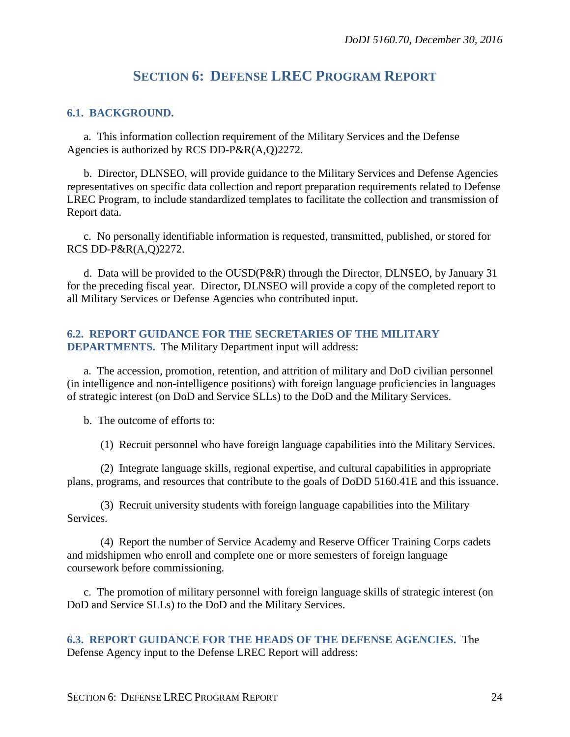# SECTION 6: DEFENSE LREC PROGRAM REPORT

## 6.1. BACKGROUND.

a. This information collection requirement of the Military Services and the Defense Agencies is authorized by RCS DD-P&R(A,Q)2272.

b. Director, DLNSEO, will provide guidance to the Military Services and Defense Agencies representatives on specific data collection and report preparation requirements related to Defense LREC Program, to include standardized templates to facilitate the collection and transmission of Report data.

c. No personally identifiable information is requested, transmitted, published, or stored for RCS DD-P&R(A,Q)2272.

d. Data will be provided to the OUSD(P&R) through the Director, DLNSEO, by January 31 for the preceding fiscal year. Director, DLNSEO will provide a copy of the completed report to all Military Services or Defense Agencies who contributed input.

## 6.2. REPORT GUIDANCE FOR THE SECRETARIES OF THE MILITARY DEPARTMENTS.

The Military Department input will address:

a. The accession, promotion, retention, and attrition of military and DoD civilian personnel (in intelligence and non-intelligence positions) with foreign language proficiencies in languages of strategic interest (on DoD and Service SLLs) to the DoD and the Military Services.

b. The outcome of efforts to:

(1) Recruit personnel who have foreign language capabilities into the Military Services.

(2) Integrate language skills, regional expertise, and cultural capabilities in appropriate plans, programs, and resources that contribute to the goals of DoDD 5160.41E and this issuance.

(3) Recruit university students with foreign language capabilities into the Military Services.

(4) Report the number of Service Academy and Reserve Officer Training Corps cadets and midshipmen who enroll and complete one or more semesters of foreign language coursework before commissioning.

c. The promotion of military personnel with foreign language skills of strategic interest (on DoD and Service SLLs) to the DoD and the Military Services.

## 6.3. REPORT GUIDANCE FOR THE HEADS OF THE DEFENSE AGENCIES.

The Defense Agency input to the Defense LREC Report will address: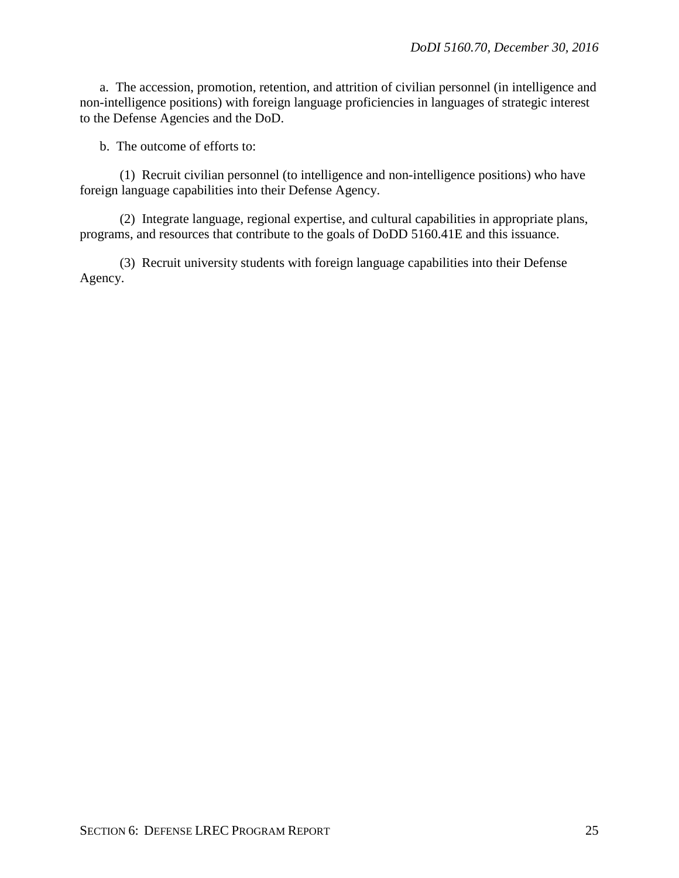a. The accession, promotion, retention, and attrition of civilian personnel (in intelligence and non-intelligence positions) with foreign language proficiencies in languages of strategic interest to the Defense Agencies and the DoD.

b. The outcome of efforts to:

(1) Recruit civilian personnel (to intelligence and non-intelligence positions) who have foreign language capabilities into their Defense Agency.

(2) Integrate language, regional expertise, and cultural capabilities in appropriate plans, programs, and resources that contribute to the goals of DoDD 5160.41E and this issuance.

(3) Recruit university students with foreign language capabilities into their Defense Agency.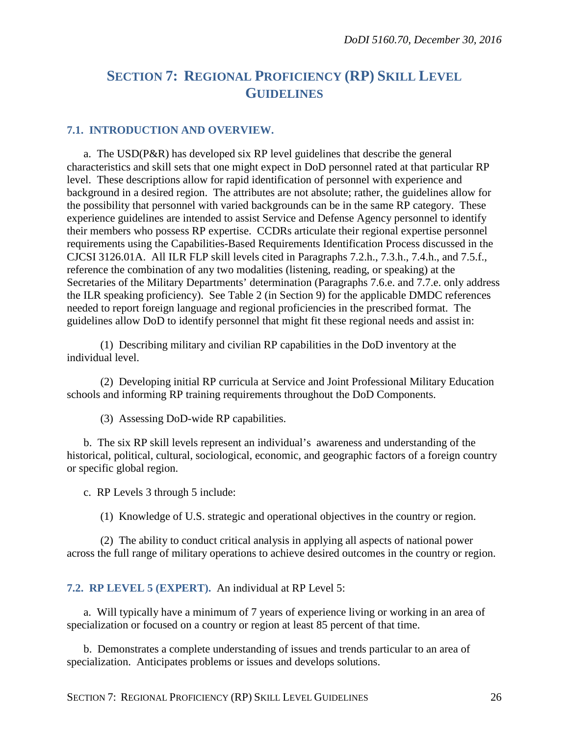# SECTION 7: REGIONAL PROFICIENCY (RP) SKILL LEVEL GUIDELINES

## 7.1. INTRODUCTION AND OVERVIEW.

a. The USD(P&R) has developed six RP level guidelines that describe the general characteristics and skill sets that one might expect in DoD personnel rated at that particular RP level. These descriptions allow for rapid identification of personnel with experience and background in a desired region. The attributes are not absolute; rather, the guidelines allow for the possibility that personnel with varied backgrounds can be in the same RP category. These experience guidelines are intended to assist Service and Defense Agency personnel to identify their members who possess RP expertise. CCDRs articulate their regional expertise personnel requirements using the Capabilities-Based Requirements Identification Process discussed in the CJCSI 3126.01A. All ILR FLP skill levels cited in Paragraphs 7.2.h., 7.3.h., 7.4.h., and 7.5.f., reference the combination of any two modalities (listening, reading, or speaking) at the Secretaries of the Military Departments' determination (Paragraphs 7.6.e. and 7.7.e. only address the ILR speaking proficiency). See Table 2 (in Section 9) for the applicable DMDC references needed to report foreign language and regional proficiencies in the prescribed format. The guidelines allow DoD to identify personnel that might fit these regional needs and assist in:

(1) Describing military and civilian RP capabilities in the DoD inventory at the individual level.

(2) Developing initial RP curricula at Service and Joint Professional Military Education schools and informing RP training requirements throughout the DoD Components.

(3) Assessing DoD-wide RP capabilities.

b. The six RP skill levels represent an individual's awareness and understanding of the historical, political, cultural, sociological, economic, and geographic factors of a foreign country or specific global region.

c. RP Levels 3 through 5 include:

(1) Knowledge of U.S. strategic and operational objectives in the country or region.

(2) The ability to conduct critical analysis in applying all aspects of national power across the full range of military operations to achieve desired outcomes in the country or region.

## 7.2. RP LEVEL 5 (EXPERT).

An individual at RP Level 5:

a. Will typically have a minimum of 7 years of experience living or working in an area of specialization or focused on a country or region at least 85 percent of that time.

b. Demonstrates a complete understanding of issues and trends particular to an area of specialization. Anticipates problems or issues and develops solutions.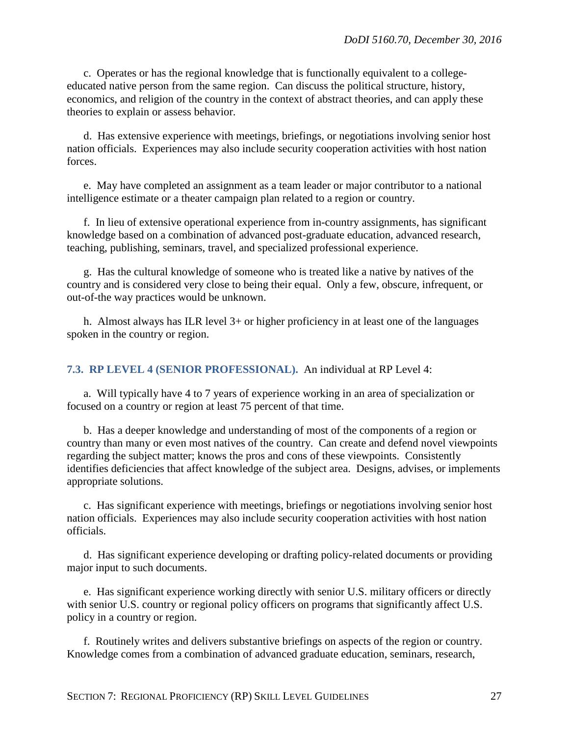c. Operates or has the regional knowledge that is functionally equivalent to a college-educated native person from the same region. Can discuss the political structure, history, economics, and religion of the country in the context of abstract theories, and can apply these theories to explain or assess behavior.

d. Has extensive experience with meetings, briefings, or negotiations involving senior host nation officials. Experiences may also include security cooperation activities with host nation forces.

e. May have completed an assignment as a team leader or major contributor to a national intelligence estimate or a theater campaign plan related to a region or country.

f. In lieu of extensive operational experience from in-country assignments, has significant knowledge based on a combination of advanced post-graduate education, advanced research, teaching, publishing, seminars, travel, and specialized professional experience.

g. Has the cultural knowledge of someone who is treated like a native by natives of the country and is considered very close to being their equal. Only a few, obscure, infrequent, or out-of-the way practices would be unknown.

h. Almost always has ILR level 3+ or higher proficiency in at least one of the languages spoken in the country or region.

**7.3. RP LEVEL 4 (SENIOR PROFESSIONAL).** An individual at RP Level 4:

a. Will typically have 4 to 7 years of experience working in an area of specialization or focused on a country or region at least 75 percent of that time.

b. Has a deeper knowledge and understanding of most of the components of a region or country than many or even most natives of the country. Can create and defend novel viewpoints regarding the subject matter; knows the pros and cons of these viewpoints. Consistently identifies deficiencies that affect knowledge of the subject area. Designs, advises, or implements appropriate solutions.

c. Has significant experience with meetings, briefings or negotiations involving senior host nation officials. Experiences may also include security cooperation activities with host nation officials.

d. Has significant experience developing or drafting policy-related documents or providing major input to such documents.

e. Has significant experience working directly with senior U.S. military officers or directly with senior U.S. country or regional policy officers on programs that significantly affect U.S. policy in a country or region.

f. Routinely writes and delivers substantive briefings on aspects of the region or country. Knowledge comes from a combination of advanced graduate education, seminars, research,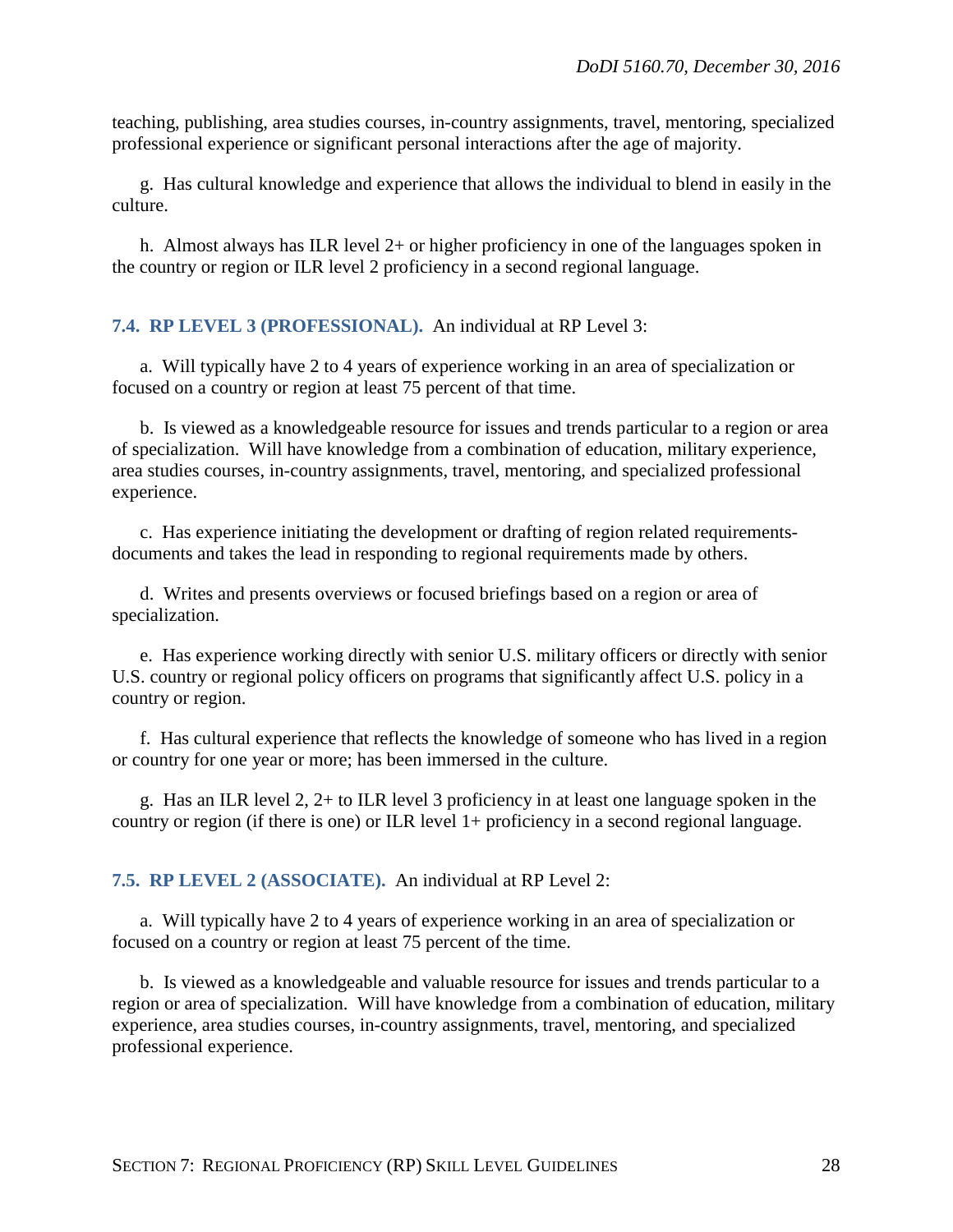teaching, publishing, area studies courses, in-country assignments, travel, mentoring, specialized professional experience or significant personal interactions after the age of majority.

g. Has cultural knowledge and experience that allows the individual to blend in easily in the culture.

h. Almost always has ILR level 2+ or higher proficiency in one of the languages spoken in the country or region or ILR level 2 proficiency in a second regional language.

### 7.4. RP LEVEL 3 (PROFESSIONAL).

An individual at RP Level 3:

a. Will typically have 2 to 4 years of experience working in an area of specialization or focused on a country or region at least 75 percent of that time.

b. Is viewed as a knowledgeable resource for issues and trends particular to a region or area of specialization. Will have knowledge from a combination of education, military experience, area studies courses, in-country assignments, travel, mentoring, and specialized professional experience.

c. Has experience initiating the development or drafting of region related requirements-documents and takes the lead in responding to regional requirements made by others.

d. Writes and presents overviews or focused briefings based on a region or area of specialization.

e. Has experience working directly with senior U.S. military officers or directly with senior U.S. country or regional policy officers on programs that significantly affect U.S. policy in a country or region.

f. Has cultural experience that reflects the knowledge of someone who has lived in a region or country for one year or more; has been immersed in the culture.

g. Has an ILR level 2, 2+ to ILR level 3 proficiency in at least one language spoken in the country or region (if there is one) or ILR level 1+ proficiency in a second regional language.

### 7.5. RP LEVEL 2 (ASSOCIATE).

An individual at RP Level 2:

a. Will typically have 2 to 4 years of experience working in an area of specialization or focused on a country or region at least 75 percent of the time.

b. Is viewed as a knowledgeable and valuable resource for issues and trends particular to a region or area of specialization. Will have knowledge from a combination of education, military experience, area studies courses, in-country assignments, travel, mentoring, and specialized professional experience.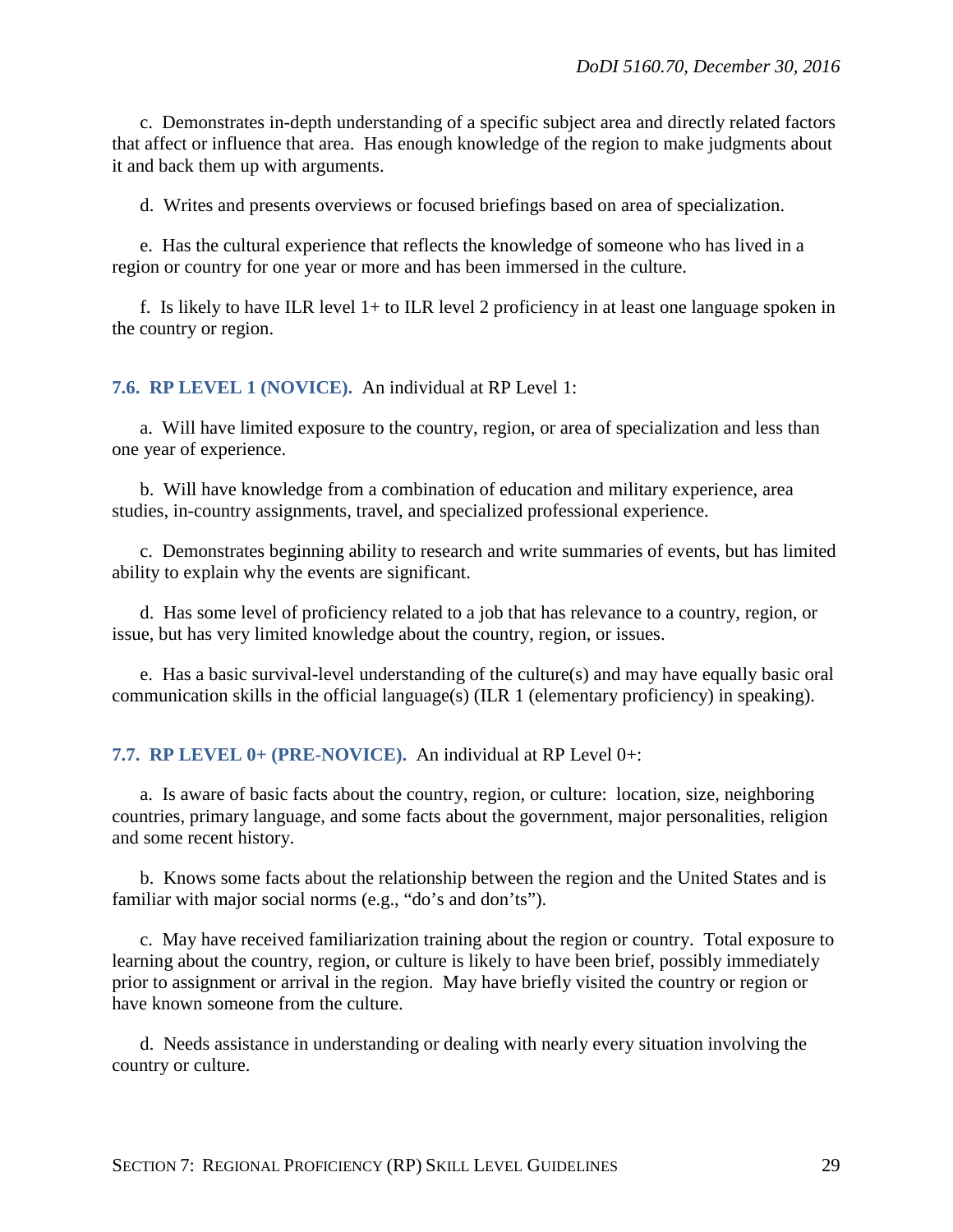c. Demonstrates in-depth understanding of a specific subject area and directly related factors that affect or influence that area. Has enough knowledge of the region to make judgments about it and back them up with arguments.

d. Writes and presents overviews or focused briefings based on area of specialization.

e. Has the cultural experience that reflects the knowledge of someone who has lived in a region or country for one year or more and has been immersed in the culture.

f. Is likely to have ILR level 1+ to ILR level 2 proficiency in at least one language spoken in the country or region.

### 7.6. RP LEVEL 1 (NOVICE).

An individual at RP Level 1:

a. Will have limited exposure to the country, region, or area of specialization and less than one year of experience.

b. Will have knowledge from a combination of education and military experience, area studies, in-country assignments, travel, and specialized professional experience.

c. Demonstrates beginning ability to research and write summaries of events, but has limited ability to explain why the events are significant.

d. Has some level of proficiency related to a job that has relevance to a country, region, or issue, but has very limited knowledge about the country, region, or issues.

e. Has a basic survival-level understanding of the culture(s) and may have equally basic oral communication skills in the official language(s) (ILR 1 (elementary proficiency) in speaking).

### 7.7. RP LEVEL 0+ (PRE-NOVICE).

An individual at RP Level 0+:

a. Is aware of basic facts about the country, region, or culture: location, size, neighboring countries, primary language, and some facts about the government, major personalities, religion and some recent history.

b. Knows some facts about the relationship between the region and the United States and is familiar with major social norms (e.g., "do's and don'ts").

c. May have received familiarization training about the region or country. Total exposure to learning about the country, region, or culture is likely to have been brief, possibly immediately prior to assignment or arrival in the region. May have briefly visited the country or region or have known someone from the culture.

d. Needs assistance in understanding or dealing with nearly every situation involving the country or culture.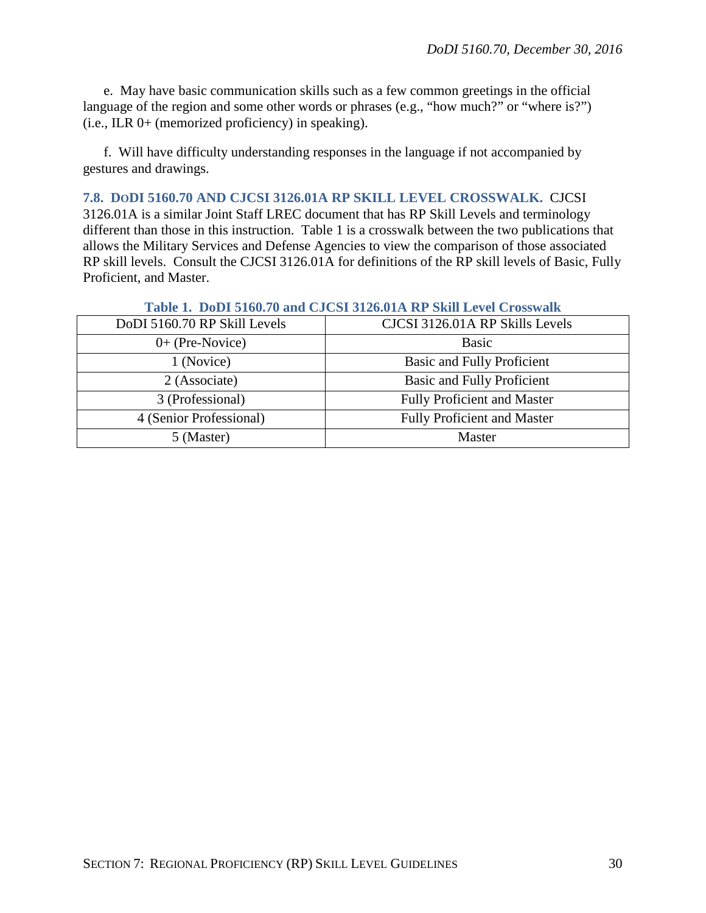e. May have basic communication skills such as a few common greetings in the official language of the region and some other words or phrases (e.g., "how much?" or "where is?") (i.e., ILR 0+ (memorized proficiency) in speaking).

f. Will have difficulty understanding responses in the language if not accompanied by gestures and drawings.

## 7.8. DODI 5160.70 AND CJCSI 3126.01A RP SKILL LEVEL CROSSWALK.

CJCSI 3126.01A is a similar Joint Staff LREC document that has RP Skill Levels and terminology different than those in this instruction. Table 1 is a crosswalk between the two publications that allows the Military Services and Defense Agencies to view the comparison of those associated RP skill levels. Consult the CJCSI 3126.01A for definitions of the RP skill levels of Basic, Fully Proficient, and Master.

**Table 1. DoDI 5160.70 and CJCSI 3126.01A RP Skill Level Crosswalk**

| DoDI 5160.70 RP Skill Levels | CJCSI 3126.01A RP Skills Levels |
|---|---|
| 0+ (Pre-Novice) | Basic |
| 1 (Novice) | Basic and Fully Proficient |
| 2 (Associate) | Basic and Fully Proficient |
| 3 (Professional) | Fully Proficient and Master |
| 4 (Senior Professional) | Fully Proficient and Master |
| 5 (Master) | Master |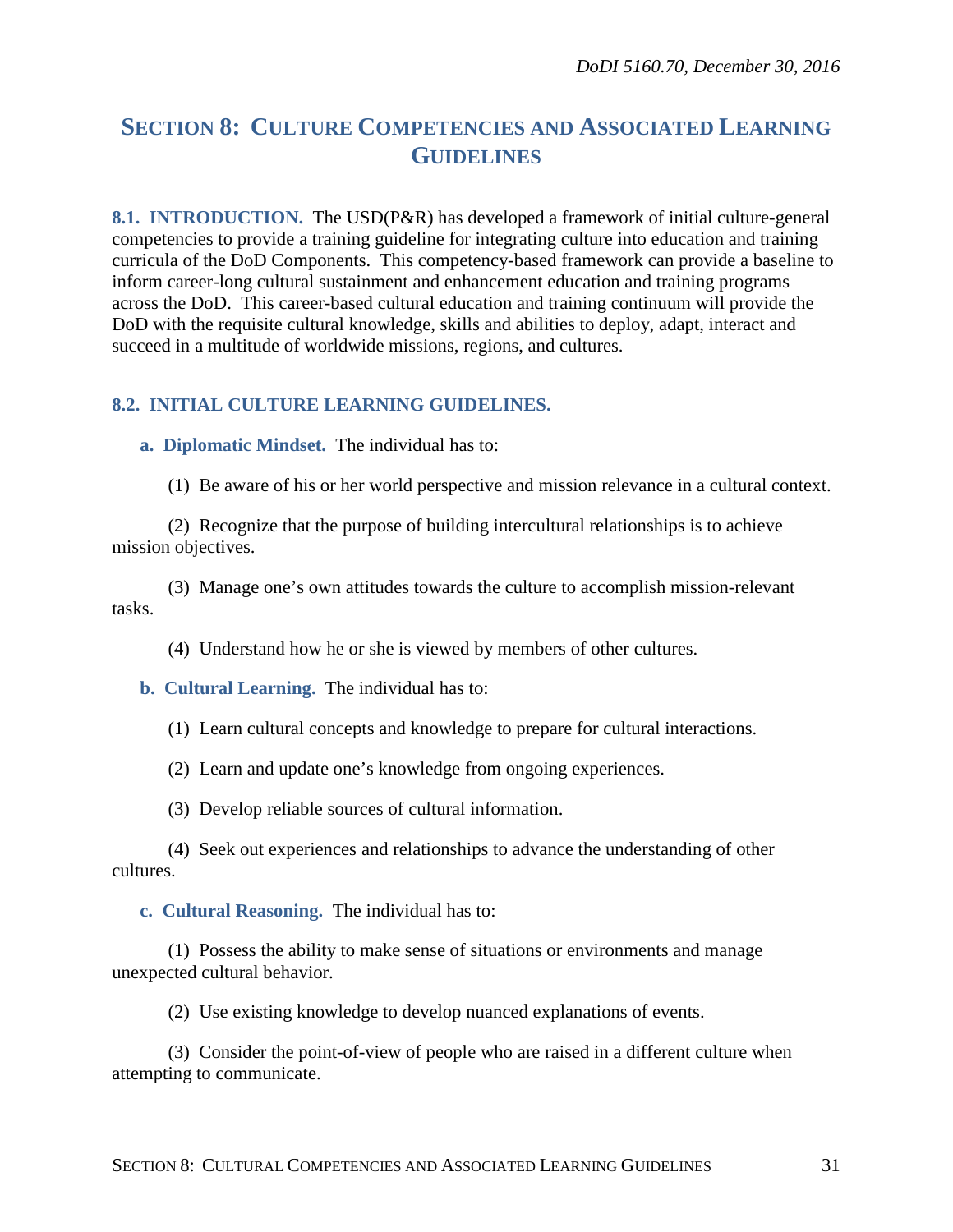## SECTION 8: CULTURE COMPETENCIES AND ASSOCIATED LEARNING GUIDELINES

**8.1. INTRODUCTION.** The USD(P&R) has developed a framework of initial culture-general competencies to provide a training guideline for integrating culture into education and training curricula of the DoD Components. This competency-based framework can provide a baseline to inform career-long cultural sustainment and enhancement education and training programs across the DoD. This career-based cultural education and training continuum will provide the DoD with the requisite cultural knowledge, skills and abilities to deploy, adapt, interact and succeed in a multitude of worldwide missions, regions, and cultures.

**8.2. INITIAL CULTURE LEARNING GUIDELINES.**

**a. Diplomatic Mindset.** The individual has to:

(1) Be aware of his or her world perspective and mission relevance in a cultural context.

(2) Recognize that the purpose of building intercultural relationships is to achieve mission objectives.

(3) Manage one's own attitudes towards the culture to accomplish mission-relevant tasks.

(4) Understand how he or she is viewed by members of other cultures.

**b. Cultural Learning.** The individual has to:

(1) Learn cultural concepts and knowledge to prepare for cultural interactions.

(2) Learn and update one's knowledge from ongoing experiences.

(3) Develop reliable sources of cultural information.

(4) Seek out experiences and relationships to advance the understanding of other cultures.

**c. Cultural Reasoning.** The individual has to:

(1) Possess the ability to make sense of situations or environments and manage unexpected cultural behavior.

(2) Use existing knowledge to develop nuanced explanations of events.

(3) Consider the point-of-view of people who are raised in a different culture when attempting to communicate.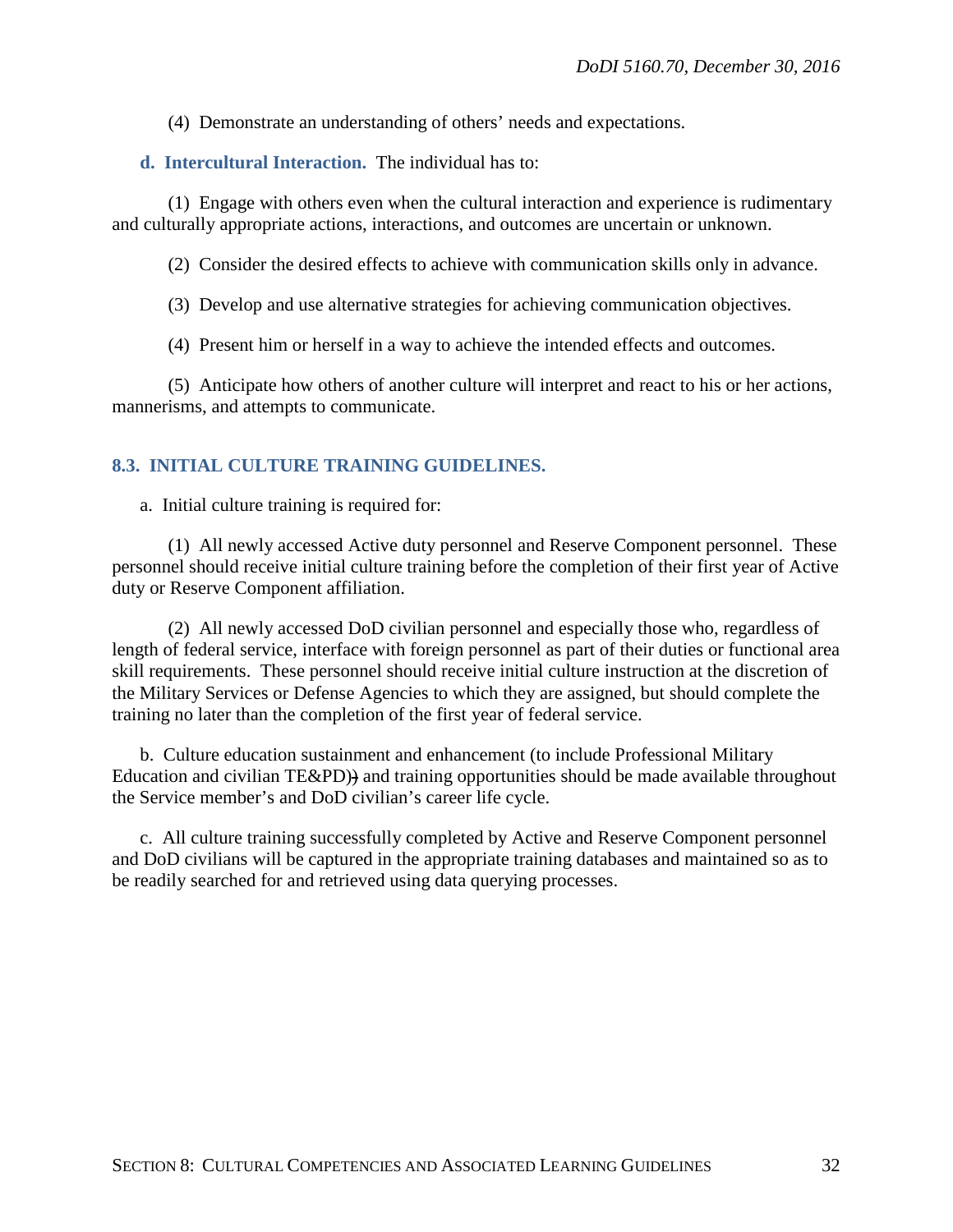(4) Demonstrate an understanding of others' needs and expectations.

**d. Intercultural Interaction.** The individual has to:

(1) Engage with others even when the cultural interaction and experience is rudimentary and culturally appropriate actions, interactions, and outcomes are uncertain or unknown.

(2) Consider the desired effects to achieve with communication skills only in advance.

(3) Develop and use alternative strategies for achieving communication objectives.

(4) Present him or herself in a way to achieve the intended effects and outcomes.

(5) Anticipate how others of another culture will interpret and react to his or her actions, mannerisms, and attempts to communicate.

## 8.3. INITIAL CULTURE TRAINING GUIDELINES.

a. Initial culture training is required for:

(1) All newly accessed Active duty personnel and Reserve Component personnel. These personnel should receive initial culture training before the completion of their first year of Active duty or Reserve Component affiliation.

(2) All newly accessed DoD civilian personnel and especially those who, regardless of length of federal service, interface with foreign personnel as part of their duties or functional area skill requirements. These personnel should receive initial culture instruction at the discretion of the Military Services or Defense Agencies to which they are assigned, but should complete the training no later than the completion of the first year of federal service.

b. Culture education sustainment and enhancement (to include Professional Military Education and civilian TE&PD)) and training opportunities should be made available throughout the Service member's and DoD civilian's career life cycle.

c. All culture training successfully completed by Active and Reserve Component personnel and DoD civilians will be captured in the appropriate training databases and maintained so as to be readily searched for and retrieved using data querying processes.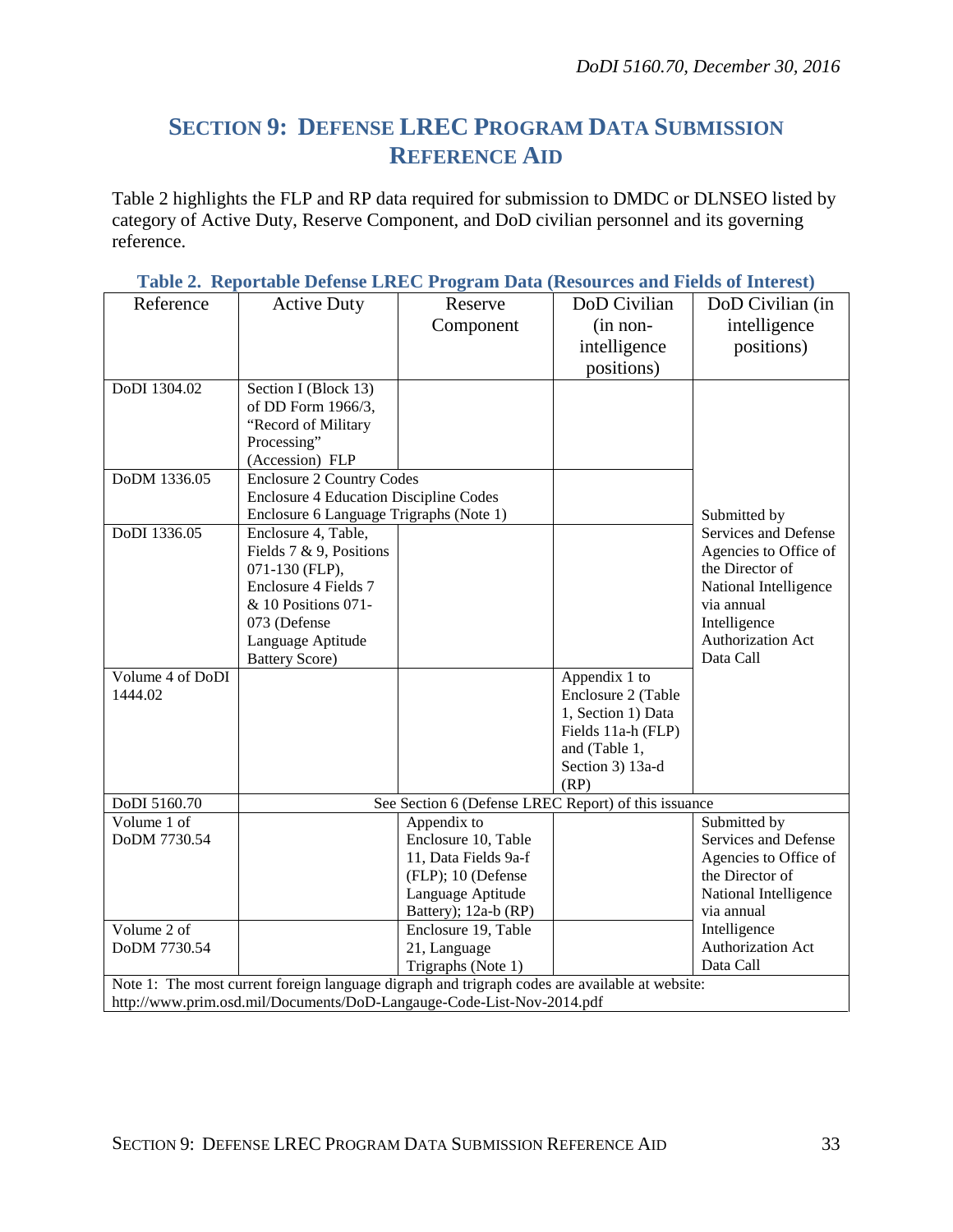## SECTION 9: DEFENSE LREC PROGRAM DATA SUBMISSION REFERENCE AID

Table 2 highlights the FLP and RP data required for submission to DMDC or DLNSEO listed by category of Active Duty, Reserve Component, and DoD civilian personnel and its governing reference.

**Table 2. Reportable Defense LREC Program Data (Resources and Fields of Interest)**

| Reference | Active Duty | Reserve Component | DoD Civilian (in non-intelligence positions) | DoD Civilian (in intelligence positions) |
|---|---|---|---|---|
| DoDI 1304.02 | Section I (Block 13) of DD Form 1966/3, "Record of Military Processing" (Accession) FLP | | | Submitted by Services and Defense Agencies to Office of the Director of National Intelligence via annual Intelligence Authorization Act Data Call |
| DoDM 1336.05 | Enclosure 2 Country Codes<br>Enclosure 4 Education Discipline Codes<br>Enclosure 6 Language Trigraphs (Note 1) | | | |
| DoDI 1336.05 | Enclosure 4, Table, Fields 7 & 9, Positions 071-130 (FLP), Enclosure 4 Fields 7 & 10 Positions 071-073 (Defense Language Aptitude Battery Score) | | | |
| Volume 4 of DoDI 1444.02 | | | Appendix 1 to Enclosure 2 (Table 1, Section 1) Data Fields 11a-h (FLP) and (Table 1, Section 3) 13a-d (RP) | |
| DoDI 5160.70 | See Section 6 (Defense LREC Report) of this issuance | | | |
| Volume 1 of DoDM 7730.54 | | Appendix to Enclosure 10, Table 11, Data Fields 9a-f (FLP); 10 (Defense Language Aptitude Battery); 12a-b (RP) | | Submitted by Services and Defense Agencies to Office of the Director of National Intelligence via annual Intelligence Authorization Act Data Call |
| Volume 2 of DoDM 7730.54 | | Enclosure 19, Table 21, Language Trigraphs (Note 1) | | |
| Note 1: The most current foreign language digraph and trigraph codes are available at website: http://www.prim.osd.mil/Documents/DoD-Langauge-Code-List-Nov-2014.pdf | | | | |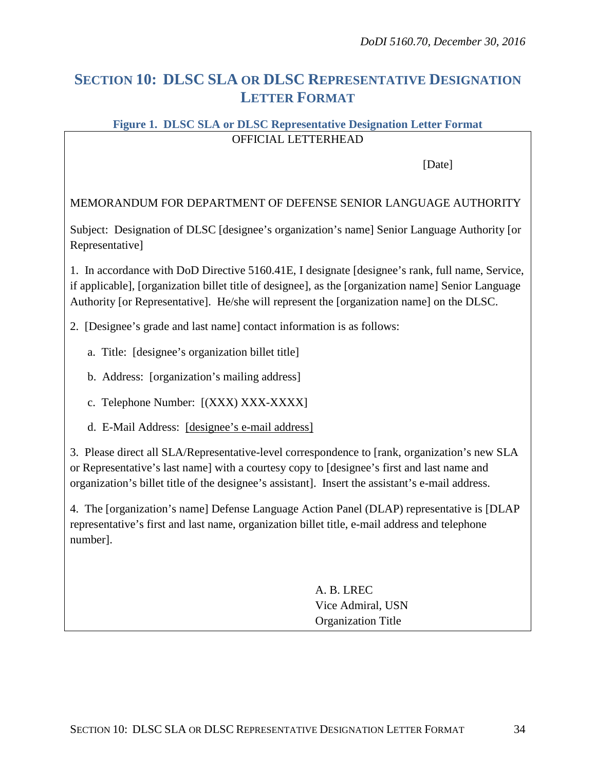# SECTION 10: DLSC SLA OR DLSC REPRESENTATIVE DESIGNATION LETTER FORMAT

**Figure 1. DLSC SLA or DLSC Representative Designation Letter Format**

OFFICIAL LETTERHEAD

[Date]

MEMORANDUM FOR DEPARTMENT OF DEFENSE SENIOR LANGUAGE AUTHORITY

Subject: Designation of DLSC [designee's organization's name] Senior Language Authority [or Representative]

1. In accordance with DoD Directive 5160.41E, I designate [designee's rank, full name, Service, if applicable], [organization billet title of designee], as the [organization name] Senior Language Authority [or Representative]. He/she will represent the [organization name] on the DLSC.

2. [Designee's grade and last name] contact information is as follows:

   a. Title: [designee's organization billet title]

   b. Address: [organization's mailing address]

   c. Telephone Number: [(XXX) XXX-XXXX]

   d. E-Mail Address: [designee's e-mail address]

3. Please direct all SLA/Representative-level correspondence to [rank, organization's new SLA or Representative's last name] with a courtesy copy to [designee's first and last name and organization's billet title of the designee's assistant]. Insert the assistant's e-mail address.

4. The [organization's name] Defense Language Action Panel (DLAP) representative is [DLAP representative's first and last name, organization billet title, e-mail address and telephone number].

A. B. LREC
Vice Admiral, USN
Organization Title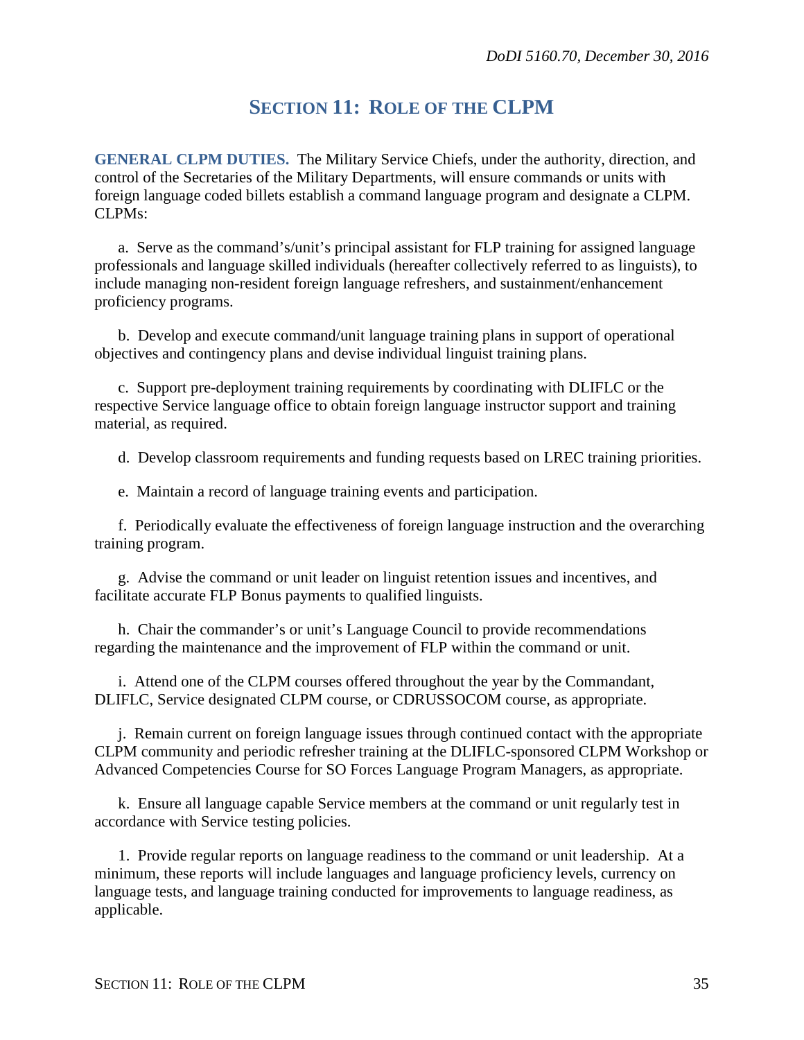# SECTION 11: ROLE OF THE CLPM

**GENERAL CLPM DUTIES.** The Military Service Chiefs, under the authority, direction, and control of the Secretaries of the Military Departments, will ensure commands or units with foreign language coded billets establish a command language program and designate a CLPM. CLPMs:

a. Serve as the command's/unit's principal assistant for FLP training for assigned language professionals and language skilled individuals (hereafter collectively referred to as linguists), to include managing non-resident foreign language refreshers, and sustainment/enhancement proficiency programs.

b. Develop and execute command/unit language training plans in support of operational objectives and contingency plans and devise individual linguist training plans.

c. Support pre-deployment training requirements by coordinating with DLIFLC or the respective Service language office to obtain foreign language instructor support and training material, as required.

d. Develop classroom requirements and funding requests based on LREC training priorities.

e. Maintain a record of language training events and participation.

f. Periodically evaluate the effectiveness of foreign language instruction and the overarching training program.

g. Advise the command or unit leader on linguist retention issues and incentives, and facilitate accurate FLP Bonus payments to qualified linguists.

h. Chair the commander's or unit's Language Council to provide recommendations regarding the maintenance and the improvement of FLP within the command or unit.

i. Attend one of the CLPM courses offered throughout the year by the Commandant, DLIFLC, Service designated CLPM course, or CDRUSSOCOM course, as appropriate.

j. Remain current on foreign language issues through continued contact with the appropriate CLPM community and periodic refresher training at the DLIFLC-sponsored CLPM Workshop or Advanced Competencies Course for SO Forces Language Program Managers, as appropriate.

k. Ensure all language capable Service members at the command or unit regularly test in accordance with Service testing policies.

l. Provide regular reports on language readiness to the command or unit leadership. At a minimum, these reports will include languages and language proficiency levels, currency on language tests, and language training conducted for improvements to language readiness, as applicable.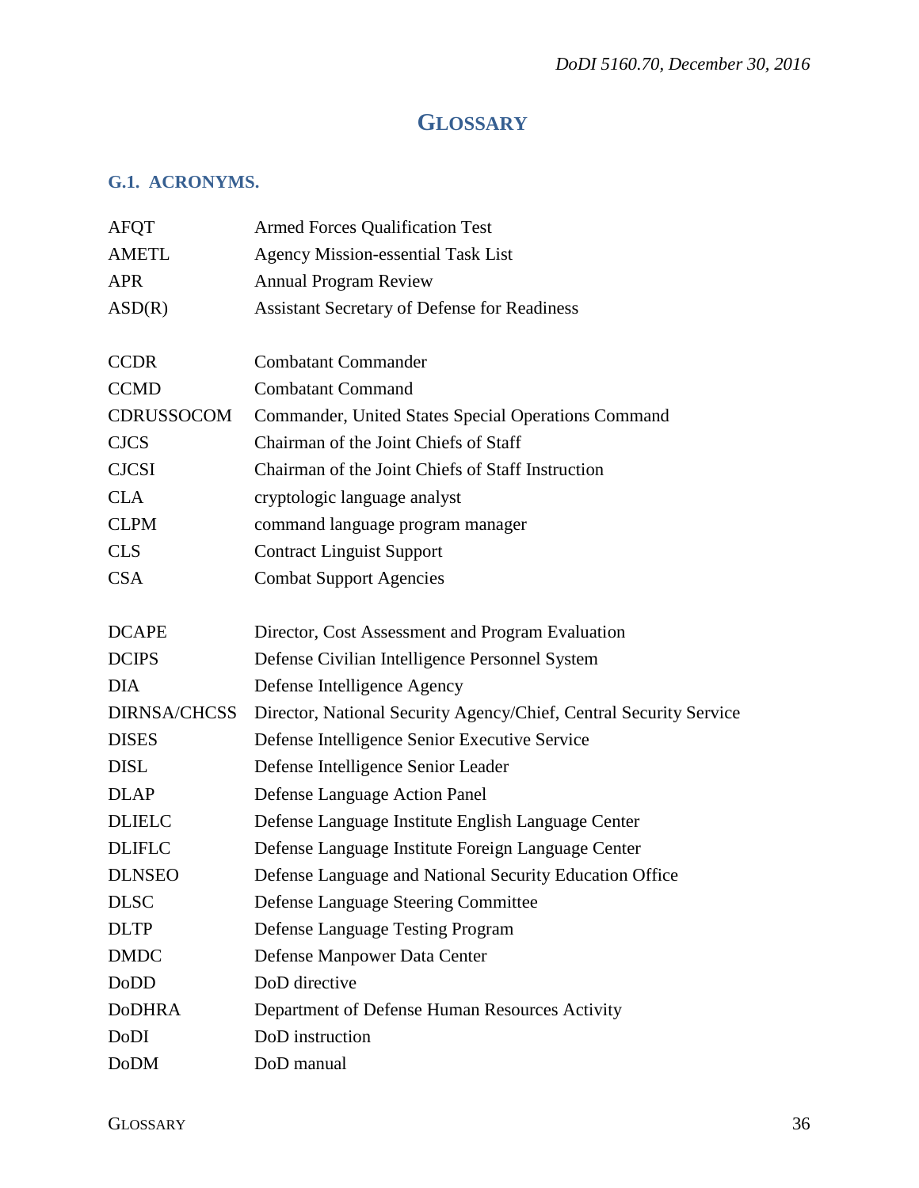# GLOSSARY

## G.1. ACRONYMS.

| | |
|---|---|
| AFQT | Armed Forces Qualification Test |
| AMETL | Agency Mission-essential Task List |
| APR | Annual Program Review |
| ASD(R) | Assistant Secretary of Defense for Readiness |
| | |
| CCDR | Combatant Commander |
| CCMD | Combatant Command |
| CDRUSSOCOM | Commander, United States Special Operations Command |
| CJCS | Chairman of the Joint Chiefs of Staff |
| CJCSI | Chairman of the Joint Chiefs of Staff Instruction |
| CLA | cryptologic language analyst |
| CLPM | command language program manager |
| CLS | Contract Linguist Support |
| CSA | Combat Support Agencies |
| | |
| DCAPE | Director, Cost Assessment and Program Evaluation |
| DCIPS | Defense Civilian Intelligence Personnel System |
| DIA | Defense Intelligence Agency |
| DIRNSA/CHCSS | Director, National Security Agency/Chief, Central Security Service |
| DISES | Defense Intelligence Senior Executive Service |
| DISL | Defense Intelligence Senior Leader |
| DLAP | Defense Language Action Panel |
| DLIELC | Defense Language Institute English Language Center |
| DLIFLC | Defense Language Institute Foreign Language Center |
| DLNSEO | Defense Language and National Security Education Office |
| DLSC | Defense Language Steering Committee |
| DLTP | Defense Language Testing Program |
| DMDC | Defense Manpower Data Center |
| DoDD | DoD directive |
| DoDHRA | Department of Defense Human Resources Activity |
| DoDI | DoD instruction |
| DoDM | DoD manual |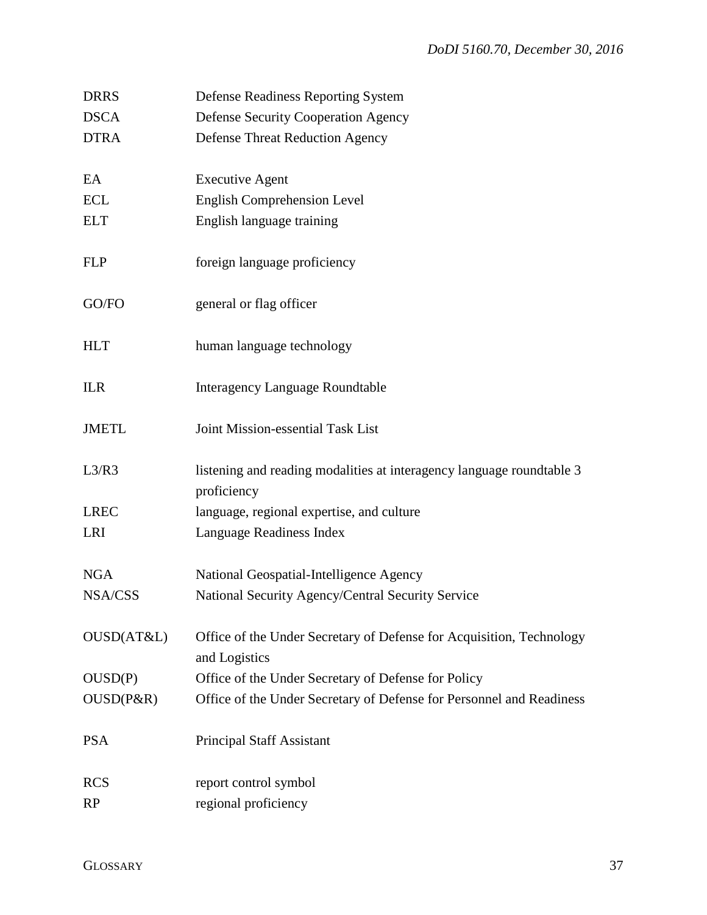| | |
|---|---|
| DRRS | Defense Readiness Reporting System |
| DSCA | Defense Security Cooperation Agency |
| DTRA | Defense Threat Reduction Agency |
| EA | Executive Agent |
| ECL | English Comprehension Level |
| ELT | English language training |
| FLP | foreign language proficiency |
| GO/FO | general or flag officer |
| HLT | human language technology |
| ILR | Interagency Language Roundtable |
| JMETL | Joint Mission-essential Task List |
| L3/R3 | listening and reading modalities at interagency language roundtable 3 proficiency |
| LREC | language, regional expertise, and culture |
| LRI | Language Readiness Index |
| NGA | National Geospatial-Intelligence Agency |
| NSA/CSS | National Security Agency/Central Security Service |
| OUSD(AT&L) | Office of the Under Secretary of Defense for Acquisition, Technology and Logistics |
| OUSD(P) | Office of the Under Secretary of Defense for Policy |
| OUSD(P&R) | Office of the Under Secretary of Defense for Personnel and Readiness |
| PSA | Principal Staff Assistant |
| RCS | report control symbol |
| RP | regional proficiency |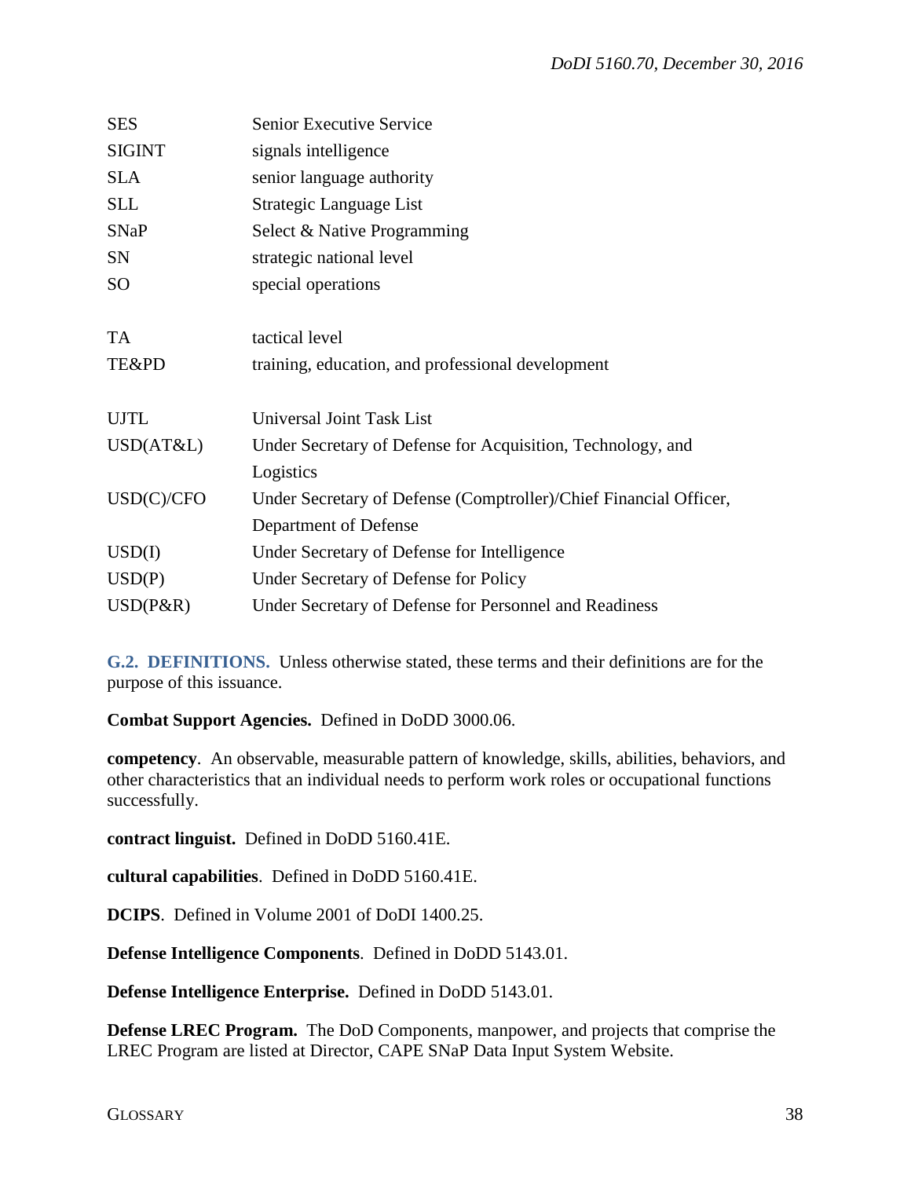| | |
|---|---|
| SES | Senior Executive Service |
| SIGINT | signals intelligence |
| SLA | senior language authority |
| SLL | Strategic Language List |
| SNaP | Select & Native Programming |
| SN | strategic national level |
| SO | special operations |
| | |
| TA | tactical level |
| TE&PD | training, education, and professional development |
| | |
| UJTL | Universal Joint Task List |
| USD(AT&L) | Under Secretary of Defense for Acquisition, Technology, and Logistics |
| USD(C)/CFO | Under Secretary of Defense (Comptroller)/Chief Financial Officer, Department of Defense |
| USD(I) | Under Secretary of Defense for Intelligence |
| USD(P) | Under Secretary of Defense for Policy |
| USD(P&R) | Under Secretary of Defense for Personnel and Readiness |

**G.2. DEFINITIONS.** Unless otherwise stated, these terms and their definitions are for the purpose of this issuance.

**Combat Support Agencies.** Defined in DoDD 3000.06.

**competency**. An observable, measurable pattern of knowledge, skills, abilities, behaviors, and other characteristics that an individual needs to perform work roles or occupational functions successfully.

**contract linguist.** Defined in DoDD 5160.41E.

**cultural capabilities**. Defined in DoDD 5160.41E.

**DCIPS**. Defined in Volume 2001 of DoDI 1400.25.

**Defense Intelligence Components**. Defined in DoDD 5143.01.

**Defense Intelligence Enterprise.** Defined in DoDD 5143.01.

**Defense LREC Program.** The DoD Components, manpower, and projects that comprise the LREC Program are listed at Director, CAPE SNaP Data Input System Website.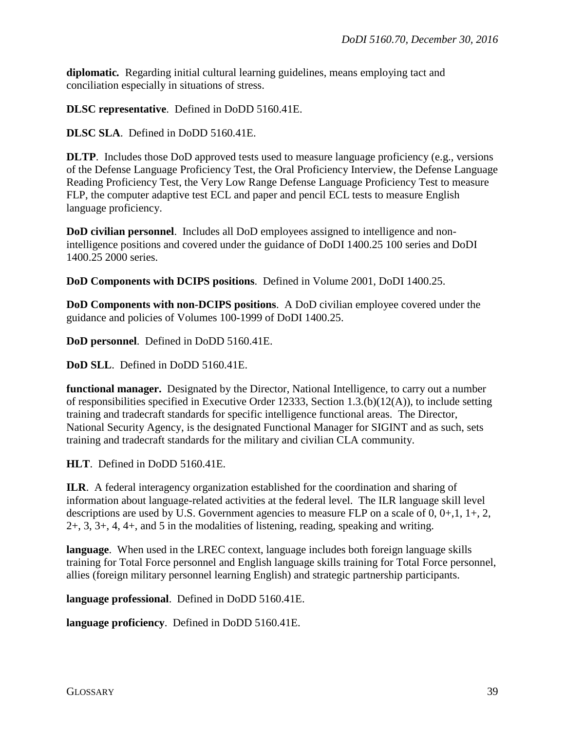**diplomatic.** Regarding initial cultural learning guidelines, means employing tact and conciliation especially in situations of stress.

**DLSC representative**. Defined in DoDD 5160.41E.

**DLSC SLA**. Defined in DoDD 5160.41E.

**DLTP**. Includes those DoD approved tests used to measure language proficiency (e.g., versions of the Defense Language Proficiency Test, the Oral Proficiency Interview, the Defense Language Reading Proficiency Test, the Very Low Range Defense Language Proficiency Test to measure FLP, the computer adaptive test ECL and paper and pencil ECL tests to measure English language proficiency.

**DoD civilian personnel**. Includes all DoD employees assigned to intelligence and non-intelligence positions and covered under the guidance of DoDI 1400.25 100 series and DoDI 1400.25 2000 series.

**DoD Components with DCIPS positions**. Defined in Volume 2001, DoDI 1400.25.

**DoD Components with non-DCIPS positions**. A DoD civilian employee covered under the guidance and policies of Volumes 100-1999 of DoDI 1400.25.

**DoD personnel**. Defined in DoDD 5160.41E.

**DoD SLL**. Defined in DoDD 5160.41E.

**functional manager.** Designated by the Director, National Intelligence, to carry out a number of responsibilities specified in Executive Order 12333, Section 1.3.(b)(12(A)), to include setting training and tradecraft standards for specific intelligence functional areas. The Director, National Security Agency, is the designated Functional Manager for SIGINT and as such, sets training and tradecraft standards for the military and civilian CLA community.

**HLT**. Defined in DoDD 5160.41E.

**ILR**. A federal interagency organization established for the coordination and sharing of information about language-related activities at the federal level. The ILR language skill level descriptions are used by U.S. Government agencies to measure FLP on a scale of 0, 0+,1, 1+, 2, 2+, 3, 3+, 4, 4+, and 5 in the modalities of listening, reading, speaking and writing.

**language**. When used in the LREC context, language includes both foreign language skills training for Total Force personnel and English language skills training for Total Force personnel, allies (foreign military personnel learning English) and strategic partnership participants.

**language professional**. Defined in DoDD 5160.41E.

**language proficiency**. Defined in DoDD 5160.41E.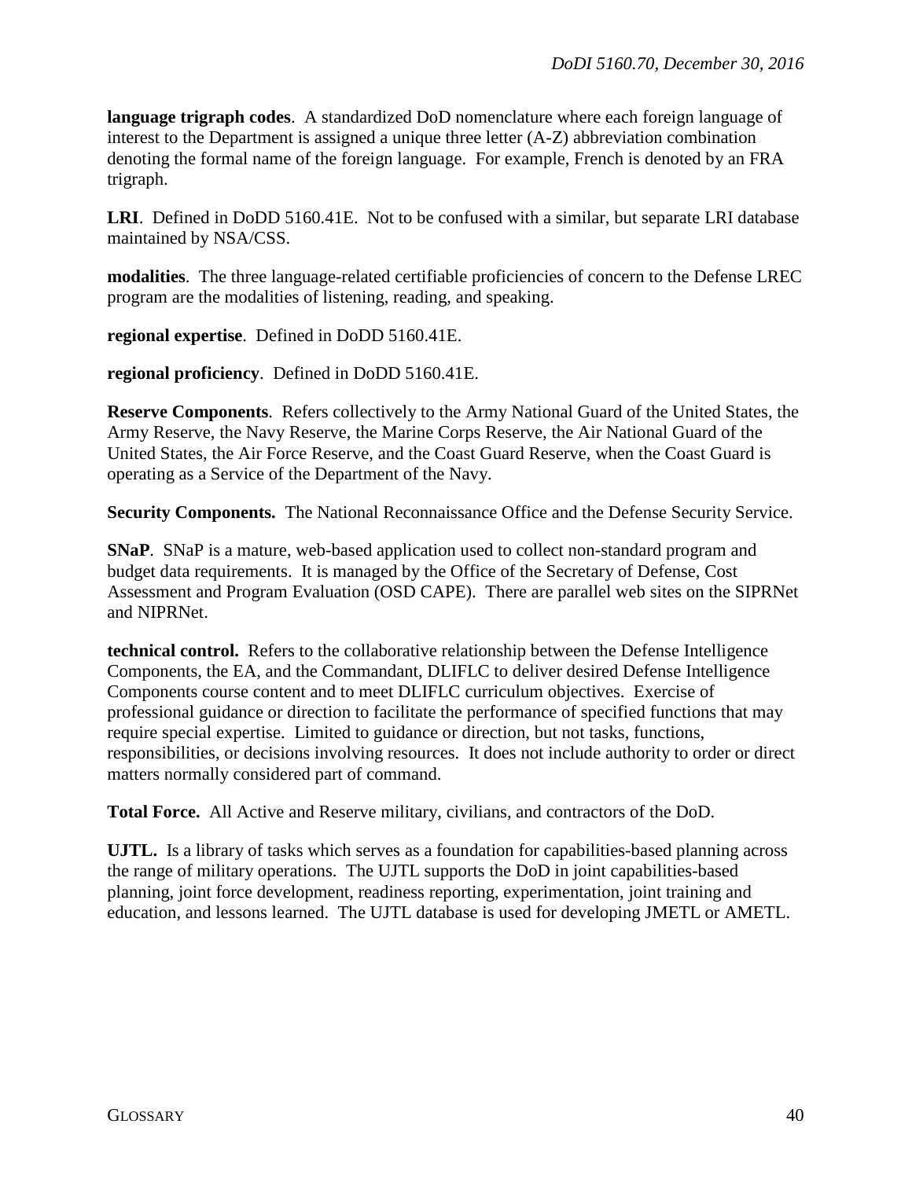**language trigraph codes**. A standardized DoD nomenclature where each foreign language of interest to the Department is assigned a unique three letter (A-Z) abbreviation combination denoting the formal name of the foreign language. For example, French is denoted by an FRA trigraph.

**LRI**. Defined in DoDD 5160.41E. Not to be confused with a similar, but separate LRI database maintained by NSA/CSS.

**modalities**. The three language-related certifiable proficiencies of concern to the Defense LREC program are the modalities of listening, reading, and speaking.

**regional expertise**. Defined in DoDD 5160.41E.

**regional proficiency**. Defined in DoDD 5160.41E.

**Reserve Components**. Refers collectively to the Army National Guard of the United States, the Army Reserve, the Navy Reserve, the Marine Corps Reserve, the Air National Guard of the United States, the Air Force Reserve, and the Coast Guard Reserve, when the Coast Guard is operating as a Service of the Department of the Navy.

**Security Components.** The National Reconnaissance Office and the Defense Security Service.

**SNaP**. SNaP is a mature, web-based application used to collect non-standard program and budget data requirements. It is managed by the Office of the Secretary of Defense, Cost Assessment and Program Evaluation (OSD CAPE). There are parallel web sites on the SIPRNet and NIPRNet.

**technical control.** Refers to the collaborative relationship between the Defense Intelligence Components, the EA, and the Commandant, DLIFLC to deliver desired Defense Intelligence Components course content and to meet DLIFLC curriculum objectives. Exercise of professional guidance or direction to facilitate the performance of specified functions that may require special expertise. Limited to guidance or direction, but not tasks, functions, responsibilities, or decisions involving resources. It does not include authority to order or direct matters normally considered part of command.

**Total Force.** All Active and Reserve military, civilians, and contractors of the DoD.

**UJTL.** Is a library of tasks which serves as a foundation for capabilities-based planning across the range of military operations. The UJTL supports the DoD in joint capabilities-based planning, joint force development, readiness reporting, experimentation, joint training and education, and lessons learned. The UJTL database is used for developing JMETL or AMETL.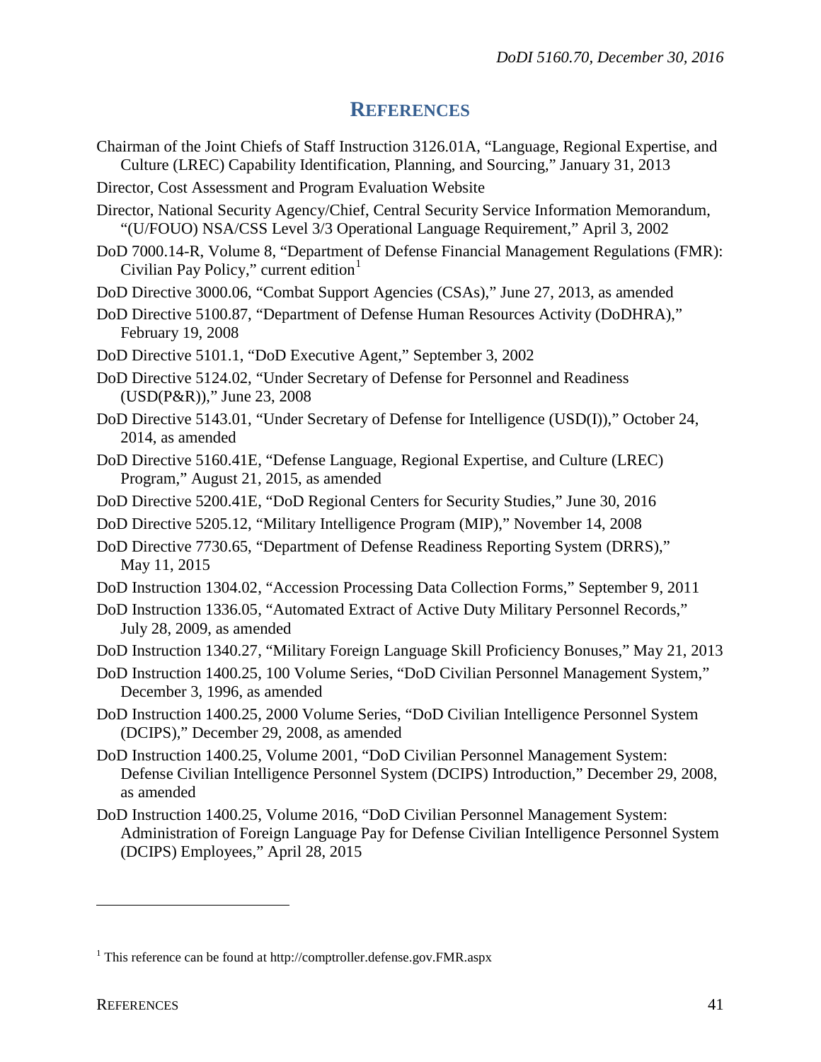# REFERENCES

Chairman of the Joint Chiefs of Staff Instruction 3126.01A, "Language, Regional Expertise, and Culture (LREC) Capability Identification, Planning, and Sourcing," January 31, 2013

Director, Cost Assessment and Program Evaluation Website

Director, National Security Agency/Chief, Central Security Service Information Memorandum, "(U/FOUO) NSA/CSS Level 3/3 Operational Language Requirement," April 3, 2002

DoD 7000.14-R, Volume 8, "Department of Defense Financial Management Regulations (FMR): Civilian Pay Policy," current edition[1]

DoD Directive 3000.06, "Combat Support Agencies (CSAs)," June 27, 2013, as amended

DoD Directive 5100.87, "Department of Defense Human Resources Activity (DoDHRA)," February 19, 2008

DoD Directive 5101.1, "DoD Executive Agent," September 3, 2002

DoD Directive 5124.02, "Under Secretary of Defense for Personnel and Readiness (USD(P&R))," June 23, 2008

DoD Directive 5143.01, "Under Secretary of Defense for Intelligence (USD(I))," October 24, 2014, as amended

DoD Directive 5160.41E, "Defense Language, Regional Expertise, and Culture (LREC) Program," August 21, 2015, as amended

DoD Directive 5200.41E, "DoD Regional Centers for Security Studies," June 30, 2016

DoD Directive 5205.12, "Military Intelligence Program (MIP)," November 14, 2008

DoD Directive 7730.65, "Department of Defense Readiness Reporting System (DRRS)," May 11, 2015

DoD Instruction 1304.02, "Accession Processing Data Collection Forms," September 9, 2011

DoD Instruction 1336.05, "Automated Extract of Active Duty Military Personnel Records," July 28, 2009, as amended

DoD Instruction 1340.27, "Military Foreign Language Skill Proficiency Bonuses," May 21, 2013

DoD Instruction 1400.25, 100 Volume Series, "DoD Civilian Personnel Management System," December 3, 1996, as amended

DoD Instruction 1400.25, 2000 Volume Series, "DoD Civilian Intelligence Personnel System (DCIPS)," December 29, 2008, as amended

DoD Instruction 1400.25, Volume 2001, "DoD Civilian Personnel Management System: Defense Civilian Intelligence Personnel System (DCIPS) Introduction," December 29, 2008, as amended

DoD Instruction 1400.25, Volume 2016, "DoD Civilian Personnel Management System: Administration of Foreign Language Pay for Defense Civilian Intelligence Personnel System (DCIPS) Employees," April 28, 2015

---

[1] This reference can be found at http://comptroller.defense.gov.FMR.aspx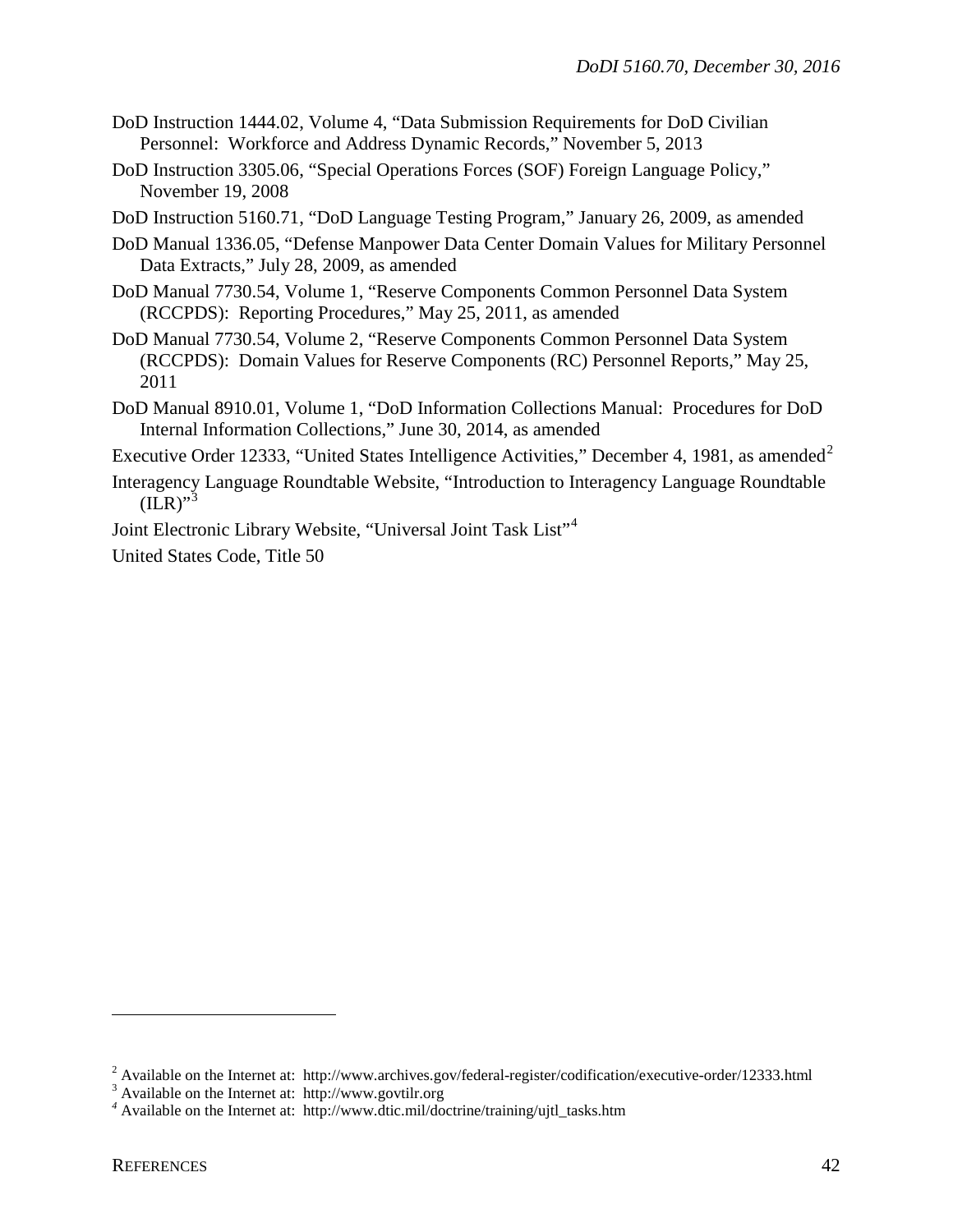DoD Instruction 1444.02, Volume 4, "Data Submission Requirements for DoD Civilian Personnel: Workforce and Address Dynamic Records," November 5, 2013

DoD Instruction 3305.06, "Special Operations Forces (SOF) Foreign Language Policy," November 19, 2008

DoD Instruction 5160.71, "DoD Language Testing Program," January 26, 2009, as amended

DoD Manual 1336.05, "Defense Manpower Data Center Domain Values for Military Personnel Data Extracts," July 28, 2009, as amended

DoD Manual 7730.54, Volume 1, "Reserve Components Common Personnel Data System (RCCPDS): Reporting Procedures," May 25, 2011, as amended

DoD Manual 7730.54, Volume 2, "Reserve Components Common Personnel Data System (RCCPDS): Domain Values for Reserve Components (RC) Personnel Reports," May 25, 2011

DoD Manual 8910.01, Volume 1, "DoD Information Collections Manual: Procedures for DoD Internal Information Collections," June 30, 2014, as amended

Executive Order 12333, "United States Intelligence Activities," December 4, 1981, as amended[2]

Interagency Language Roundtable Website, "Introduction to Interagency Language Roundtable (ILR)"[3]

Joint Electronic Library Website, "Universal Joint Task List"[4]

United States Code, Title 50

---

[2] Available on the Internet at: http://www.archives.gov/federal-register/codification/executive-order/12333.html

[3] Available on the Internet at: http://www.govtilr.org

[4] Available on the Internet at: http://www.dtic.mil/doctrine/training/ujtl_tasks.htm